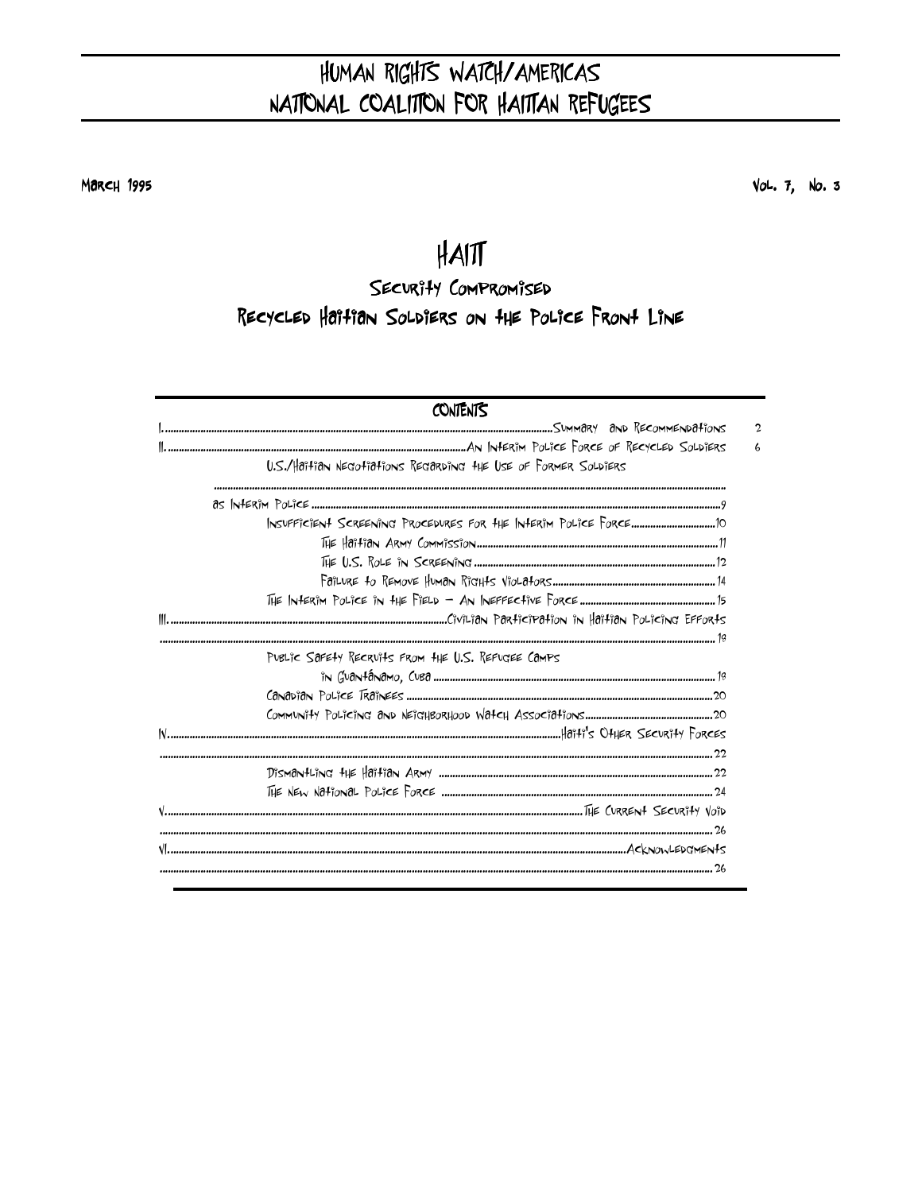# HUMAN RIGHTS WATCH/AMERICAS
# NATIONAL COALITION FOR HAITIAN REFUGEES

March 1995 Vol. 7, No. 3

# HAITI

## Security Compromised
## Recycled Haitian Soldiers on the Police Front Line

**CONTENTS**

I. Summary and Recommendations ..... 2

II. An Interim Police Force of Recycled Soldiers ..... 6

- U.S./Haitian Negotiations Regarding the Use of Former Soldiers as Interim Police ..... 9
- Insufficient Screening Procedures for the Interim Police Force ..... 10
  - The Haitian Army Commission ..... 11
  - The U.S. Role in Screening ..... 12
  - Failure to Remove Human Rights Violators ..... 14
- The Interim Police in the Field — An Ineffective Force ..... 15

III. Civilian Participation in Haitian Policing Efforts ..... 18

- Public Safety Recruits from the U.S. Refugee Camps in Guantánamo, Cuba ..... 18
- Canadian Police Trainees ..... 20
- Community Policing and Neighborhood Watch Associations ..... 20

IV. Haiti's Other Security Forces ..... 22

- Dismantling the Haitian Army ..... 22
- The New National Police Force ..... 24

V. The Current Security Void ..... 26

VI. Acknowledgments ..... 26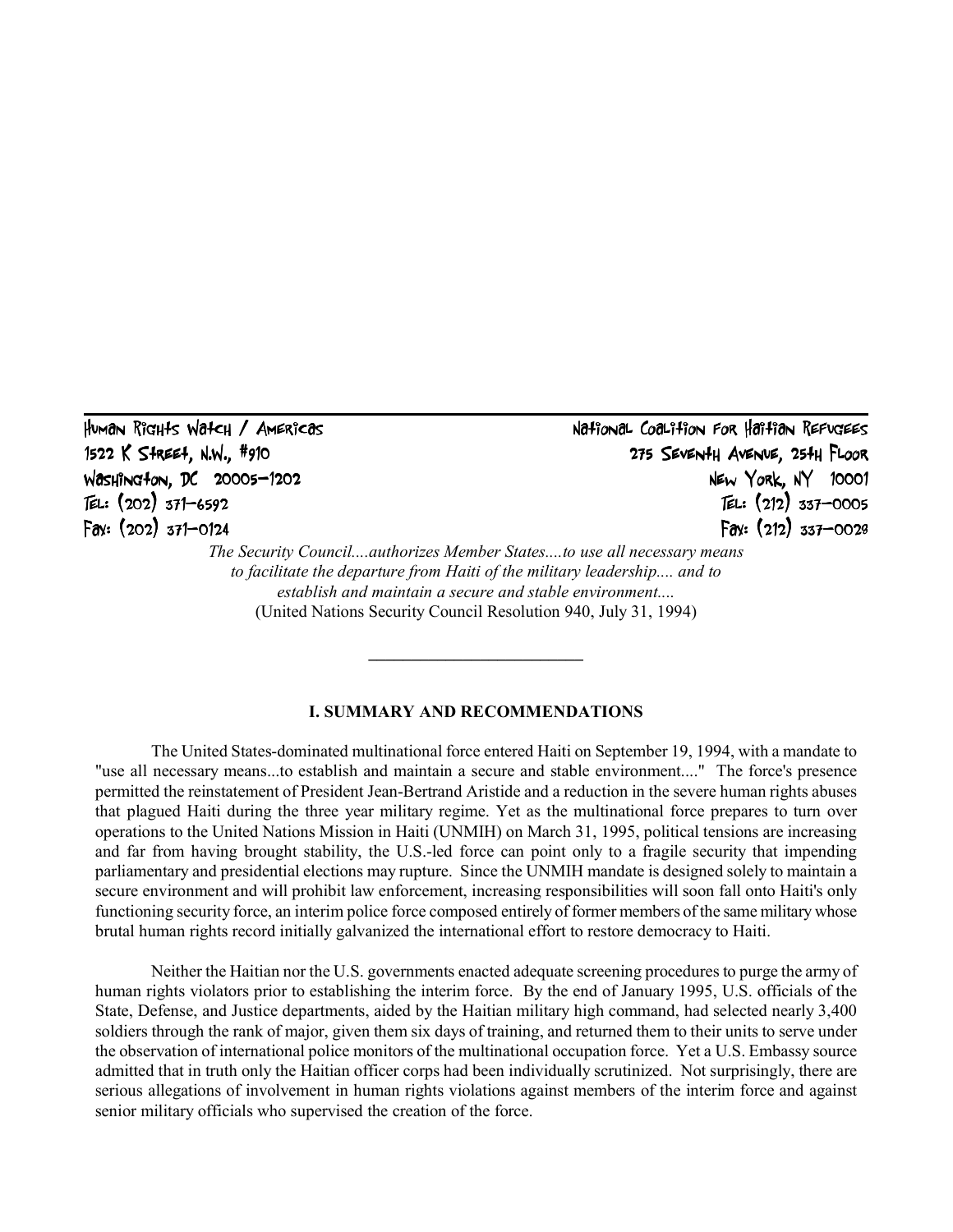Human Rights Watch / Americas
1522 K Street, N.W., #910
Washington, DC 20005-1202
Tel: (202) 371-6592
Fax: (202) 371-0124

National Coalition for Haitian Refugees
275 Seventh Avenue, 25th Floor
New York, NY 10001
Tel: (212) 337-0005
Fax: (212) 337-0028

*The Security Council....authorizes Member States....to use all necessary means to facilitate the departure from Haiti of the military leadership.... and to establish and maintain a secure and stable environment....*
(United Nations Security Council Resolution 940, July 31, 1994)

---

## I. SUMMARY AND RECOMMENDATIONS

The United States-dominated multinational force entered Haiti on September 19, 1994, with a mandate to "use all necessary means...to establish and maintain a secure and stable environment...." The force's presence permitted the reinstatement of President Jean-Bertrand Aristide and a reduction in the severe human rights abuses that plagued Haiti during the three year military regime. Yet as the multinational force prepares to turn over operations to the United Nations Mission in Haiti (UNMIH) on March 31, 1995, political tensions are increasing and far from having brought stability, the U.S.-led force can point only to a fragile security that impending parliamentary and presidential elections may rupture. Since the UNMIH mandate is designed solely to maintain a secure environment and will prohibit law enforcement, increasing responsibilities will soon fall onto Haiti's only functioning security force, an interim police force composed entirely of former members of the same military whose brutal human rights record initially galvanized the international effort to restore democracy to Haiti.

Neither the Haitian nor the U.S. governments enacted adequate screening procedures to purge the army of human rights violators prior to establishing the interim force. By the end of January 1995, U.S. officials of the State, Defense, and Justice departments, aided by the Haitian military high command, had selected nearly 3,400 soldiers through the rank of major, given them six days of training, and returned them to their units to serve under the observation of international police monitors of the multinational occupation force. Yet a U.S. Embassy source admitted that in truth only the Haitian officer corps had been individually scrutinized. Not surprisingly, there are serious allegations of involvement in human rights violations against members of the interim force and against senior military officials who supervised the creation of the force.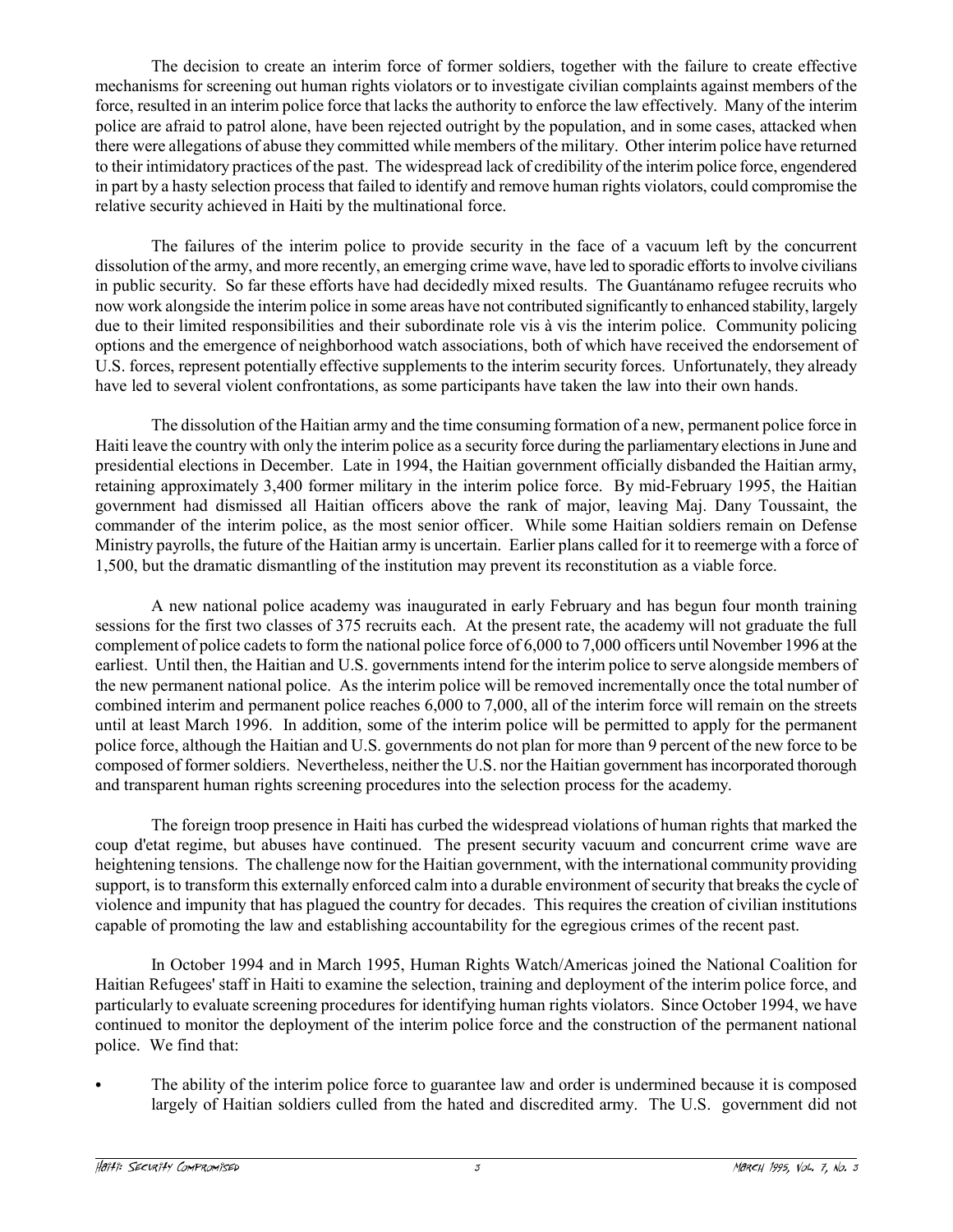The decision to create an interim force of former soldiers, together with the failure to create effective mechanisms for screening out human rights violators or to investigate civilian complaints against members of the force, resulted in an interim police force that lacks the authority to enforce the law effectively. Many of the interim police are afraid to patrol alone, have been rejected outright by the population, and in some cases, attacked when there were allegations of abuse they committed while members of the military. Other interim police have returned to their intimidatory practices of the past. The widespread lack of credibility of the interim police force, engendered in part by a hasty selection process that failed to identify and remove human rights violators, could compromise the relative security achieved in Haiti by the multinational force.

The failures of the interim police to provide security in the face of a vacuum left by the concurrent dissolution of the army, and more recently, an emerging crime wave, have led to sporadic efforts to involve civilians in public security. So far these efforts have had decidedly mixed results. The Guantánamo refugee recruits who now work alongside the interim police in some areas have not contributed significantly to enhanced stability, largely due to their limited responsibilities and their subordinate role vis à vis the interim police. Community policing options and the emergence of neighborhood watch associations, both of which have received the endorsement of U.S. forces, represent potentially effective supplements to the interim security forces. Unfortunately, they already have led to several violent confrontations, as some participants have taken the law into their own hands.

The dissolution of the Haitian army and the time consuming formation of a new, permanent police force in Haiti leave the country with only the interim police as a security force during the parliamentary elections in June and presidential elections in December. Late in 1994, the Haitian government officially disbanded the Haitian army, retaining approximately 3,400 former military in the interim police force. By mid-February 1995, the Haitian government had dismissed all Haitian officers above the rank of major, leaving Maj. Dany Toussaint, the commander of the interim police, as the most senior officer. While some Haitian soldiers remain on Defense Ministry payrolls, the future of the Haitian army is uncertain. Earlier plans called for it to reemerge with a force of 1,500, but the dramatic dismantling of the institution may prevent its reconstitution as a viable force.

A new national police academy was inaugurated in early February and has begun four month training sessions for the first two classes of 375 recruits each. At the present rate, the academy will not graduate the full complement of police cadets to form the national police force of 6,000 to 7,000 officers until November 1996 at the earliest. Until then, the Haitian and U.S. governments intend for the interim police to serve alongside members of the new permanent national police. As the interim police will be removed incrementally once the total number of combined interim and permanent police reaches 6,000 to 7,000, all of the interim force will remain on the streets until at least March 1996. In addition, some of the interim police will be permitted to apply for the permanent police force, although the Haitian and U.S. governments do not plan for more than 9 percent of the new force to be composed of former soldiers. Nevertheless, neither the U.S. nor the Haitian government has incorporated thorough and transparent human rights screening procedures into the selection process for the academy.

The foreign troop presence in Haiti has curbed the widespread violations of human rights that marked the coup d'etat regime, but abuses have continued. The present security vacuum and concurrent crime wave are heightening tensions. The challenge now for the Haitian government, with the international community providing support, is to transform this externally enforced calm into a durable environment of security that breaks the cycle of violence and impunity that has plagued the country for decades. This requires the creation of civilian institutions capable of promoting the law and establishing accountability for the egregious crimes of the recent past.

In October 1994 and in March 1995, Human Rights Watch/Americas joined the National Coalition for Haitian Refugees' staff in Haiti to examine the selection, training and deployment of the interim police force, and particularly to evaluate screening procedures for identifying human rights violators. Since October 1994, we have continued to monitor the deployment of the interim police force and the construction of the permanent national police. We find that:

- The ability of the interim police force to guarantee law and order is undermined because it is composed largely of Haitian soldiers culled from the hated and discredited army. The U.S. government did not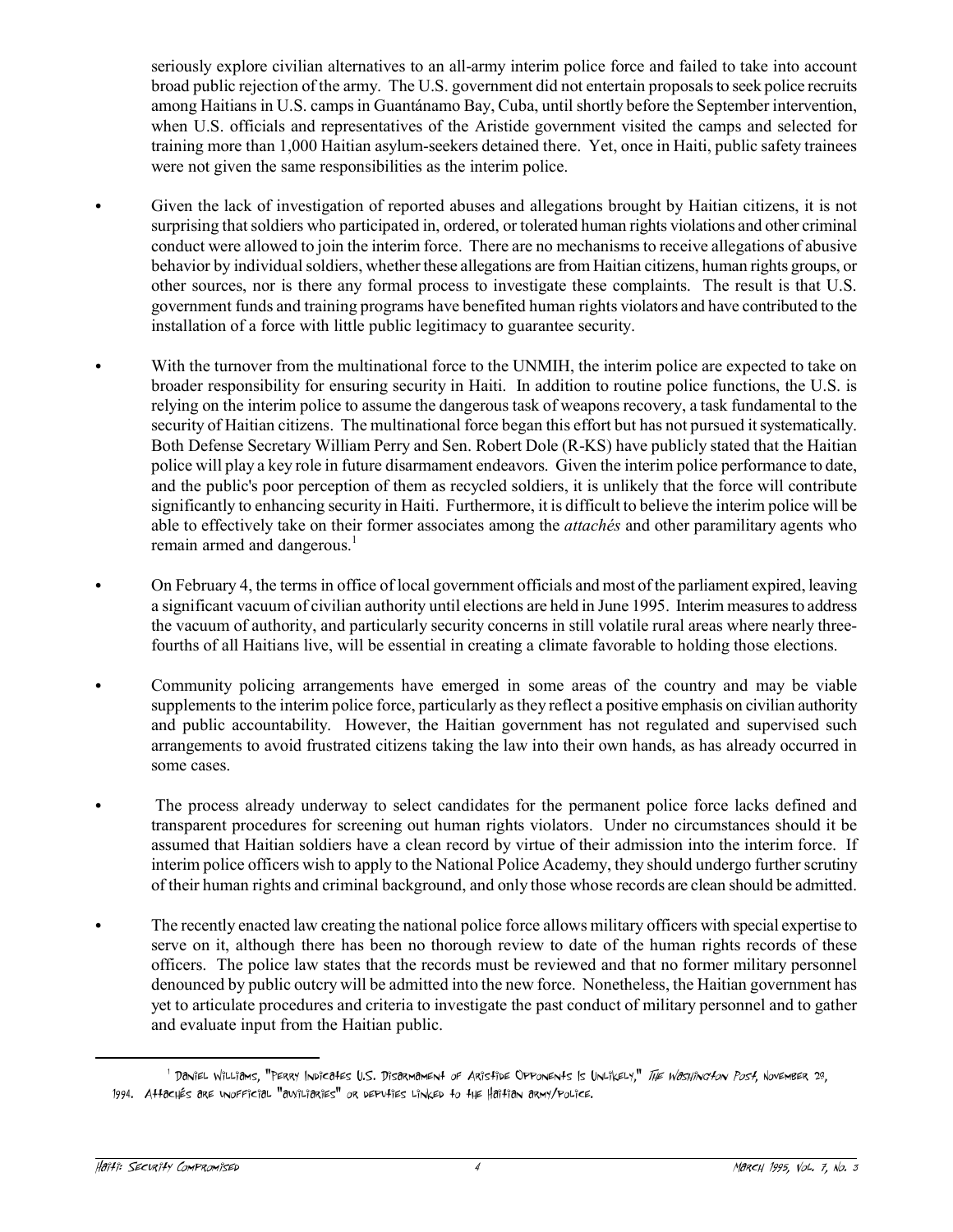seriously explore civilian alternatives to an all-army interim police force and failed to take into account broad public rejection of the army. The U.S. government did not entertain proposals to seek police recruits among Haitians in U.S. camps in Guantánamo Bay, Cuba, until shortly before the September intervention, when U.S. officials and representatives of the Aristide government visited the camps and selected for training more than 1,000 Haitian asylum-seekers detained there. Yet, once in Haiti, public safety trainees were not given the same responsibilities as the interim police.

- Given the lack of investigation of reported abuses and allegations brought by Haitian citizens, it is not surprising that soldiers who participated in, ordered, or tolerated human rights violations and other criminal conduct were allowed to join the interim force. There are no mechanisms to receive allegations of abusive behavior by individual soldiers, whether these allegations are from Haitian citizens, human rights groups, or other sources, nor is there any formal process to investigate these complaints. The result is that U.S. government funds and training programs have benefited human rights violators and have contributed to the installation of a force with little public legitimacy to guarantee security.

- With the turnover from the multinational force to the UNMIH, the interim police are expected to take on broader responsibility for ensuring security in Haiti. In addition to routine police functions, the U.S. is relying on the interim police to assume the dangerous task of weapons recovery, a task fundamental to the security of Haitian citizens. The multinational force began this effort but has not pursued it systematically. Both Defense Secretary William Perry and Sen. Robert Dole (R-KS) have publicly stated that the Haitian police will play a key role in future disarmament endeavors. Given the interim police performance to date, and the public's poor perception of them as recycled soldiers, it is unlikely that the force will contribute significantly to enhancing security in Haiti. Furthermore, it is difficult to believe the interim police will be able to effectively take on their former associates among the *attachés* and other paramilitary agents who remain armed and dangerous.[1]

- On February 4, the terms in office of local government officials and most of the parliament expired, leaving a significant vacuum of civilian authority until elections are held in June 1995. Interim measures to address the vacuum of authority, and particularly security concerns in still volatile rural areas where nearly three-fourths of all Haitians live, will be essential in creating a climate favorable to holding those elections.

- Community policing arrangements have emerged in some areas of the country and may be viable supplements to the interim police force, particularly as they reflect a positive emphasis on civilian authority and public accountability. However, the Haitian government has not regulated and supervised such arrangements to avoid frustrated citizens taking the law into their own hands, as has already occurred in some cases.

- The process already underway to select candidates for the permanent police force lacks defined and transparent procedures for screening out human rights violators. Under no circumstances should it be assumed that Haitian soldiers have a clean record by virtue of their admission into the interim force. If interim police officers wish to apply to the National Police Academy, they should undergo further scrutiny of their human rights and criminal background, and only those whose records are clean should be admitted.

- The recently enacted law creating the national police force allows military officers with special expertise to serve on it, although there has been no thorough review to date of the human rights records of these officers. The police law states that the records must be reviewed and that no former military personnel denounced by public outcry will be admitted into the new force. Nonetheless, the Haitian government has yet to articulate procedures and criteria to investigate the past conduct of military personnel and to gather and evaluate input from the Haitian public.

---

[1] Daniel Williams, "Perry Indicates U.S. Disarmament of Aristide Opponents Is Unlikely," *The Washington Post*, November 29, 1994. Attachés are unofficial "auxiliaries" or deputies linked to the Haitian army/police.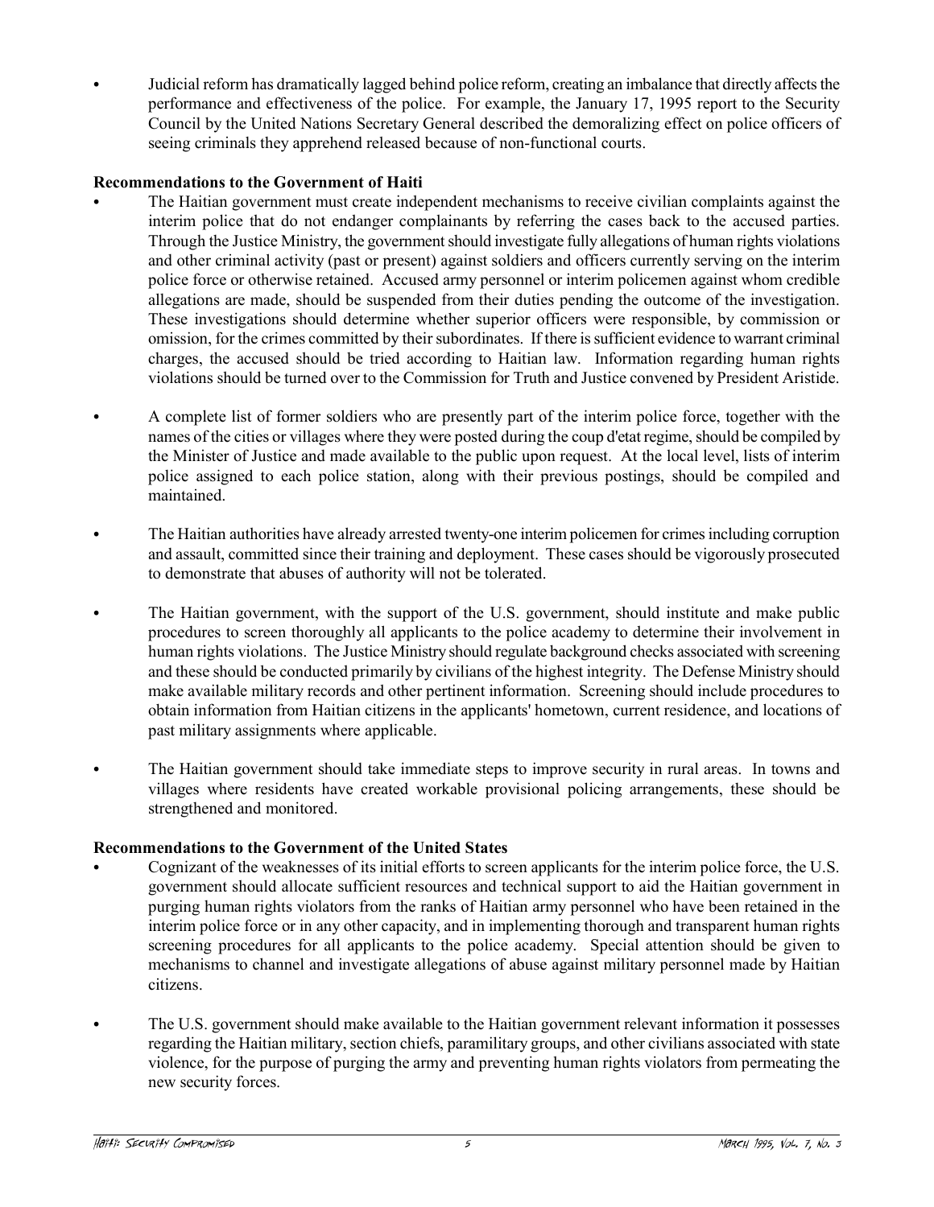- Judicial reform has dramatically lagged behind police reform, creating an imbalance that directly affects the performance and effectiveness of the police. For example, the January 17, 1995 report to the Security Council by the United Nations Secretary General described the demoralizing effect on police officers of seeing criminals they apprehend released because of non-functional courts.

**Recommendations to the Government of Haiti**

- The Haitian government must create independent mechanisms to receive civilian complaints against the interim police that do not endanger complainants by referring the cases back to the accused parties. Through the Justice Ministry, the government should investigate fully allegations of human rights violations and other criminal activity (past or present) against soldiers and officers currently serving on the interim police force or otherwise retained. Accused army personnel or interim policemen against whom credible allegations are made, should be suspended from their duties pending the outcome of the investigation. These investigations should determine whether superior officers were responsible, by commission or omission, for the crimes committed by their subordinates. If there is sufficient evidence to warrant criminal charges, the accused should be tried according to Haitian law. Information regarding human rights violations should be turned over to the Commission for Truth and Justice convened by President Aristide.

- A complete list of former soldiers who are presently part of the interim police force, together with the names of the cities or villages where they were posted during the coup d'etat regime, should be compiled by the Minister of Justice and made available to the public upon request. At the local level, lists of interim police assigned to each police station, along with their previous postings, should be compiled and maintained.

- The Haitian authorities have already arrested twenty-one interim policemen for crimes including corruption and assault, committed since their training and deployment. These cases should be vigorously prosecuted to demonstrate that abuses of authority will not be tolerated.

- The Haitian government, with the support of the U.S. government, should institute and make public procedures to screen thoroughly all applicants to the police academy to determine their involvement in human rights violations. The Justice Ministry should regulate background checks associated with screening and these should be conducted primarily by civilians of the highest integrity. The Defense Ministry should make available military records and other pertinent information. Screening should include procedures to obtain information from Haitian citizens in the applicants' hometown, current residence, and locations of past military assignments where applicable.

- The Haitian government should take immediate steps to improve security in rural areas. In towns and villages where residents have created workable provisional policing arrangements, these should be strengthened and monitored.

**Recommendations to the Government of the United States**

- Cognizant of the weaknesses of its initial efforts to screen applicants for the interim police force, the U.S. government should allocate sufficient resources and technical support to aid the Haitian government in purging human rights violators from the ranks of Haitian army personnel who have been retained in the interim police force or in any other capacity, and in implementing thorough and transparent human rights screening procedures for all applicants to the police academy. Special attention should be given to mechanisms to channel and investigate allegations of abuse against military personnel made by Haitian citizens.

- The U.S. government should make available to the Haitian government relevant information it possesses regarding the Haitian military, section chiefs, paramilitary groups, and other civilians associated with state violence, for the purpose of purging the army and preventing human rights violators from permeating the new security forces.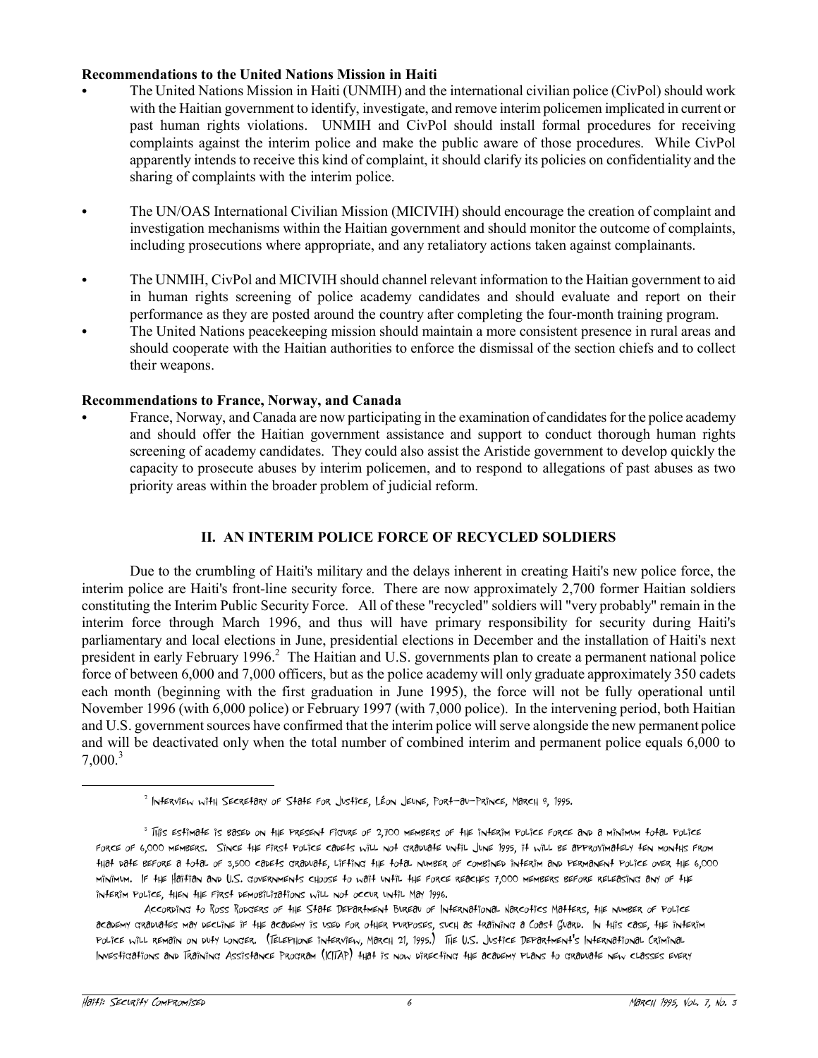**Recommendations to the United Nations Mission in Haiti**

- The United Nations Mission in Haiti (UNMIH) and the international civilian police (CivPol) should work with the Haitian government to identify, investigate, and remove interim policemen implicated in current or past human rights violations. UNMIH and CivPol should install formal procedures for receiving complaints against the interim police and make the public aware of those procedures. While CivPol apparently intends to receive this kind of complaint, it should clarify its policies on confidentiality and the sharing of complaints with the interim police.

- The UN/OAS International Civilian Mission (MICIVIH) should encourage the creation of complaint and investigation mechanisms within the Haitian government and should monitor the outcome of complaints, including prosecutions where appropriate, and any retaliatory actions taken against complainants.

- The UNMIH, CivPol and MICIVIH should channel relevant information to the Haitian government to aid in human rights screening of police academy candidates and should evaluate and report on their performance as they are posted around the country after completing the four-month training program.
- The United Nations peacekeeping mission should maintain a more consistent presence in rural areas and should cooperate with the Haitian authorities to enforce the dismissal of the section chiefs and to collect their weapons.

**Recommendations to France, Norway, and Canada**

- France, Norway, and Canada are now participating in the examination of candidates for the police academy and should offer the Haitian government assistance and support to conduct thorough human rights screening of academy candidates. They could also assist the Aristide government to develop quickly the capacity to prosecute abuses by interim policemen, and to respond to allegations of past abuses as two priority areas within the broader problem of judicial reform.

## II. AN INTERIM POLICE FORCE OF RECYCLED SOLDIERS

Due to the crumbling of Haiti's military and the delays inherent in creating Haiti's new police force, the interim police are Haiti's front-line security force. There are now approximately 2,700 former Haitian soldiers constituting the Interim Public Security Force. All of these "recycled" soldiers will "very probably" remain in the interim force through March 1996, and thus will have primary responsibility for security during Haiti's parliamentary and local elections in June, presidential elections in December and the installation of Haiti's next president in early February 1996.[2] The Haitian and U.S. governments plan to create a permanent national police force of between 6,000 and 7,000 officers, but as the police academy will only graduate approximately 350 cadets each month (beginning with the first graduation in June 1995), the force will not be fully operational until November 1996 (with 6,000 police) or February 1997 (with 7,000 police). In the intervening period, both Haitian and U.S. government sources have confirmed that the interim police will serve alongside the new permanent police and will be deactivated only when the total number of combined interim and permanent police equals 6,000 to 7,000.[3]

---

[2] Interview with Secretary of State for Justice, Léon Jeune, Port-au-Prince, March 8, 1995.

[3] This estimate is based on the present figure of 2,700 members of the interim police force and a minimum total police force of 6,000 members. Since the first police cadets will not graduate until June 1995, it will be approximately ten months from that date before a total of 3,500 cadets graduate, lifting the total number of combined interim and permanent police over the 6,000 minimum. If the Haitian and U.S. governments choose to wait until the force reaches 7,000 members before releasing any of the interim police, then the first demobilizations will not occur until May 1996.

According to Ross Rodgers of the State Department Bureau of International Narcotics Matters, the number of police academy graduates may decline if the academy is used for other purposes, such as training a Coast Guard. In this case, the interim police will remain on duty longer. (Telephone interview, March 21, 1995.) The U.S. Justice Department's International Criminal Investigations and Training Assistance Program (ICITAP) that is now directing the academy plans to graduate new classes every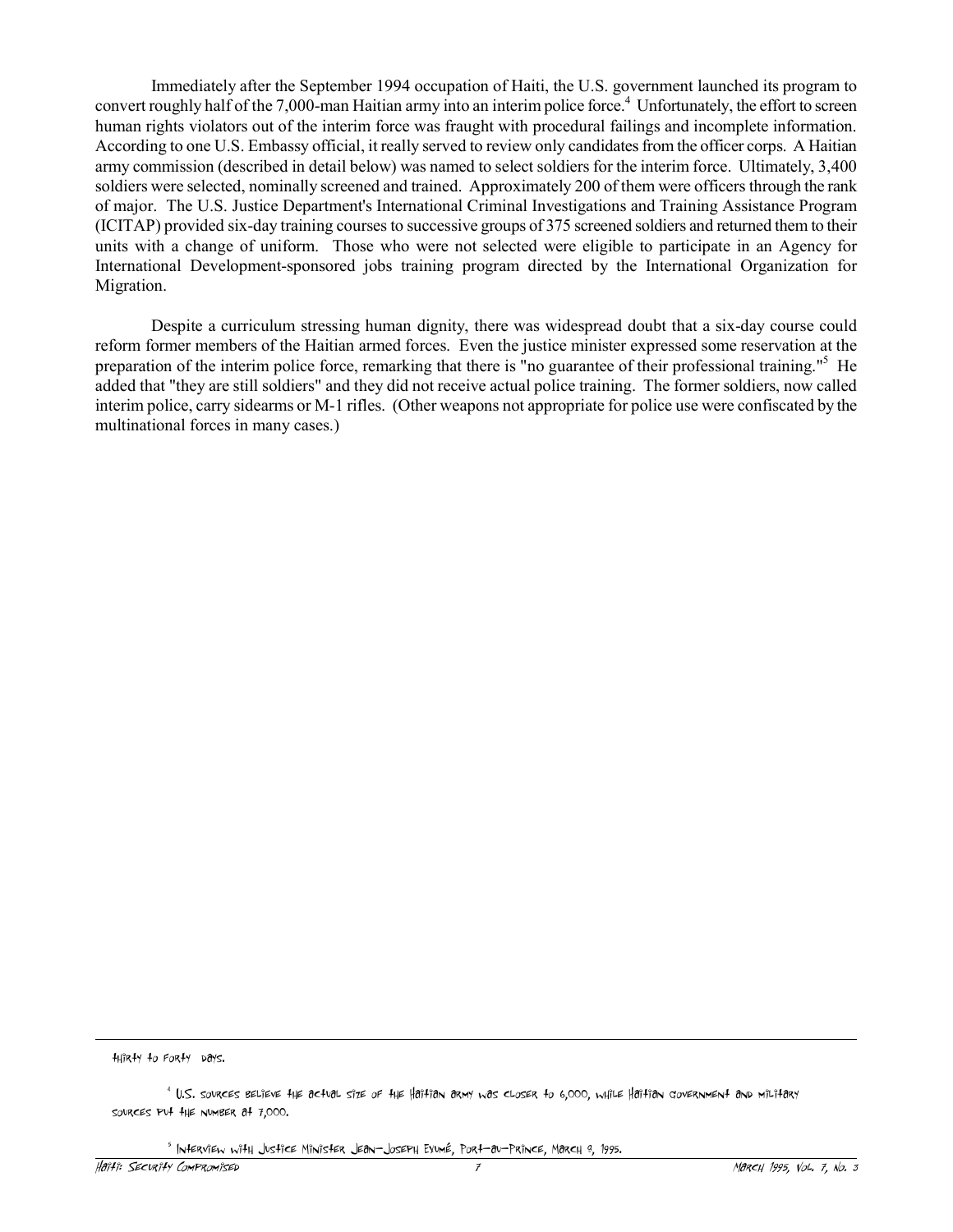Immediately after the September 1994 occupation of Haiti, the U.S. government launched its program to convert roughly half of the 7,000-man Haitian army into an interim police force.[4] Unfortunately, the effort to screen human rights violators out of the interim force was fraught with procedural failings and incomplete information. According to one U.S. Embassy official, it really served to review only candidates from the officer corps. A Haitian army commission (described in detail below) was named to select soldiers for the interim force. Ultimately, 3,400 soldiers were selected, nominally screened and trained. Approximately 200 of them were officers through the rank of major. The U.S. Justice Department's International Criminal Investigations and Training Assistance Program (ICITAP) provided six-day training courses to successive groups of 375 screened soldiers and returned them to their units with a change of uniform. Those who were not selected were eligible to participate in an Agency for International Development-sponsored jobs training program directed by the International Organization for Migration.

Despite a curriculum stressing human dignity, there was widespread doubt that a six-day course could reform former members of the Haitian armed forces. Even the justice minister expressed some reservation at the preparation of the interim police force, remarking that there is "no guarantee of their professional training."[5] He added that "they are still soldiers" and they did not receive actual police training. The former soldiers, now called interim police, carry sidearms or M-1 rifles. (Other weapons not appropriate for police use were confiscated by the multinational forces in many cases.)

---

thirty to forty days.

[4] U.S. sources believe the actual size of the Haitian army was closer to 6,000, while Haitian government and military sources put the number at 7,000.

[5] Interview with Justice Minister Jean-Joseph Exumé, Port-au-Prince, March 9, 1995.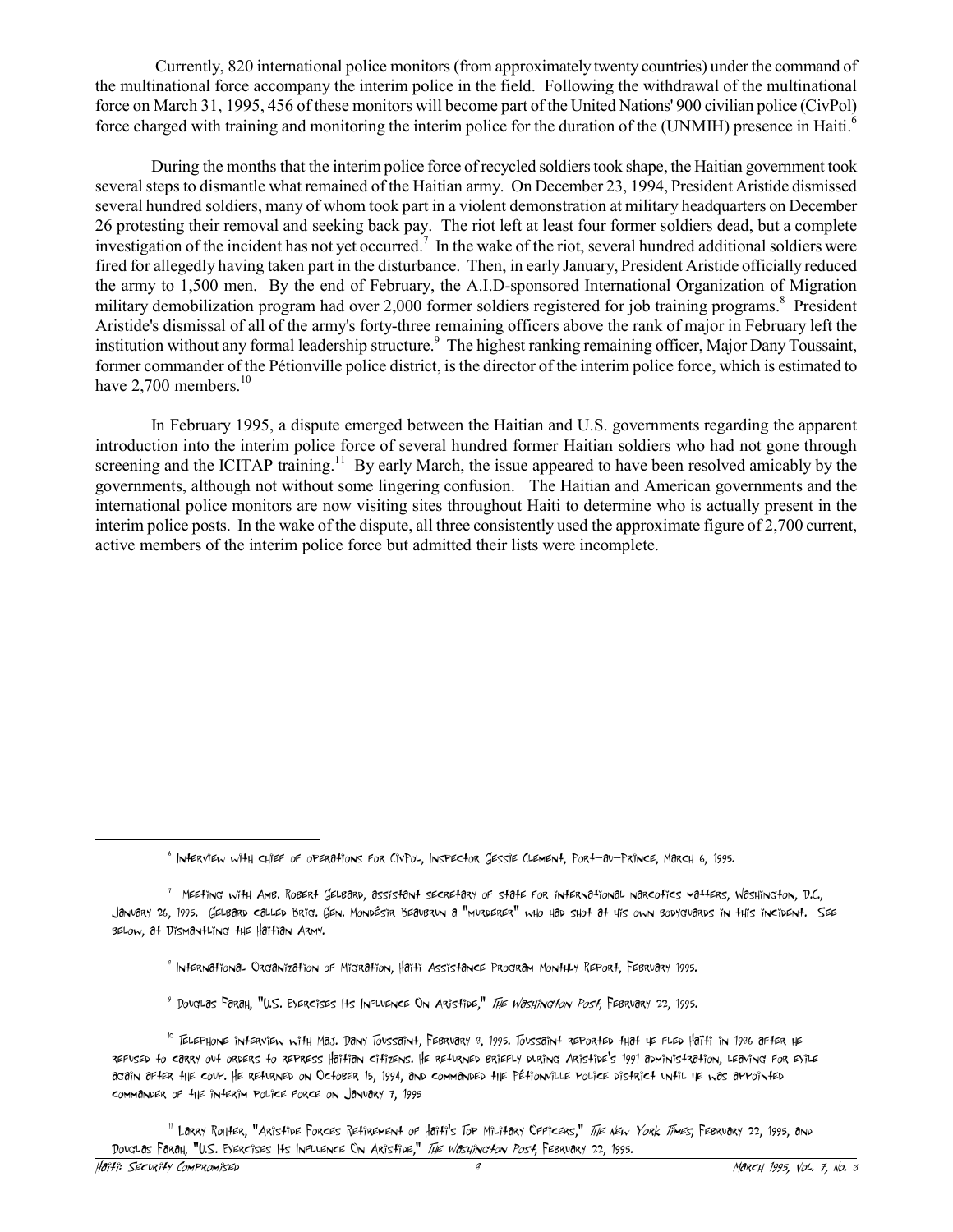Currently, 820 international police monitors (from approximately twenty countries) under the command of the multinational force accompany the interim police in the field. Following the withdrawal of the multinational force on March 31, 1995, 456 of these monitors will become part of the United Nations' 900 civilian police (CivPol) force charged with training and monitoring the interim police for the duration of the (UNMIH) presence in Haiti.[6]

During the months that the interim police force of recycled soldiers took shape, the Haitian government took several steps to dismantle what remained of the Haitian army. On December 23, 1994, President Aristide dismissed several hundred soldiers, many of whom took part in a violent demonstration at military headquarters on December 26 protesting their removal and seeking back pay. The riot left at least four former soldiers dead, but a complete investigation of the incident has not yet occurred.[7] In the wake of the riot, several hundred additional soldiers were fired for allegedly having taken part in the disturbance. Then, in early January, President Aristide officially reduced the army to 1,500 men. By the end of February, the A.I.D-sponsored International Organization of Migration military demobilization program had over 2,000 former soldiers registered for job training programs.[8] President Aristide's dismissal of all of the army's forty-three remaining officers above the rank of major in February left the institution without any formal leadership structure.[9] The highest ranking remaining officer, Major Dany Toussaint, former commander of the Pétionville police district, is the director of the interim police force, which is estimated to have 2,700 members.[10]

In February 1995, a dispute emerged between the Haitian and U.S. governments regarding the apparent introduction into the interim police force of several hundred former Haitian soldiers who had not gone through screening and the ICITAP training.[11] By early March, the issue appeared to have been resolved amicably by the governments, although not without some lingering confusion. The Haitian and American governments and the international police monitors are now visiting sites throughout Haiti to determine who is actually present in the interim police posts. In the wake of the dispute, all three consistently used the approximate figure of 2,700 current, active members of the interim police force but admitted their lists were incomplete.

---

[6] Interview with chief of operations for CivPol, Inspector Gessie Clement, Port-au-Prince, March 6, 1995.

[7] Meeting with Amb. Robert Gelbard, assistant secretary of state for international narcotics matters, Washington, D.C., January 26, 1995. Gelbard called Brig. Gen. Mondésir Beaubrun a "murderer" who had shot at his own bodyguards in this incident. See below, at Dismantling the Haitian Army.

[8] International Organization of Migration, Haiti Assistance Program Monthly Report, February 1995.

[9] Douglas Farah, "U.S. Exercises Its Influence On Aristide," *The Washington Post*, February 22, 1995.

[10] Telephone interview with Maj. Dany Toussaint, February 9, 1995. Toussaint reported that he fled Haiti in 1996 after he refused to carry out orders to repress Haitian citizens. He returned briefly during Aristide's 1991 administration, leaving for exile again after the coup. He returned on October 15, 1994, and commanded the Pétionville police district until he was appointed commander of the interim police force on January 7, 1995

[11] Larry Rohter, "Aristide Forces Retirement of Haiti's Top Military Officers," *The New York Times*, February 22, 1995, and Douglas Farah, "U.S. Exercises Its Influence On Aristide," *The Washington Post*, February 22, 1995.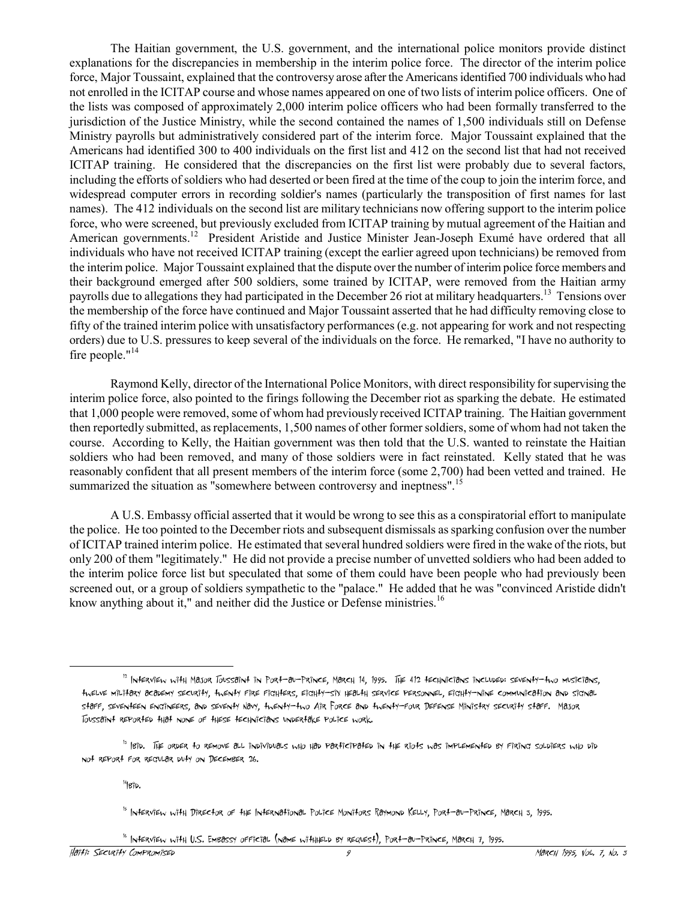The Haitian government, the U.S. government, and the international police monitors provide distinct explanations for the discrepancies in membership in the interim police force. The director of the interim police force, Major Toussaint, explained that the controversy arose after the Americans identified 700 individuals who had not enrolled in the ICITAP course and whose names appeared on one of two lists of interim police officers. One of the lists was composed of approximately 2,000 interim police officers who had been formally transferred to the jurisdiction of the Justice Ministry, while the second contained the names of 1,500 individuals still on Defense Ministry payrolls but administratively considered part of the interim force. Major Toussaint explained that the Americans had identified 300 to 400 individuals on the first list and 412 on the second list that had not received ICITAP training. He considered that the discrepancies on the first list were probably due to several factors, including the efforts of soldiers who had deserted or been fired at the time of the coup to join the interim force, and widespread computer errors in recording soldier's names (particularly the transposition of first names for last names). The 412 individuals on the second list are military technicians now offering support to the interim police force, who were screened, but previously excluded from ICITAP training by mutual agreement of the Haitian and American governments.[12] President Aristide and Justice Minister Jean-Joseph Exumé have ordered that all individuals who have not received ICITAP training (except the earlier agreed upon technicians) be removed from the interim police. Major Toussaint explained that the dispute over the number of interim police force members and their background emerged after 500 soldiers, some trained by ICITAP, were removed from the Haitian army payrolls due to allegations they had participated in the December 26 riot at military headquarters.[13] Tensions over the membership of the force have continued and Major Toussaint asserted that he had difficulty removing close to fifty of the trained interim police with unsatisfactory performances (e.g. not appearing for work and not respecting orders) due to U.S. pressures to keep several of the individuals on the force. He remarked, "I have no authority to fire people."[14]

Raymond Kelly, director of the International Police Monitors, with direct responsibility for supervising the interim police force, also pointed to the firings following the December riot as sparking the debate. He estimated that 1,000 people were removed, some of whom had previously received ICITAP training. The Haitian government then reportedly submitted, as replacements, 1,500 names of other former soldiers, some of whom had not taken the course. According to Kelly, the Haitian government was then told that the U.S. wanted to reinstate the Haitian soldiers who had been removed, and many of those soldiers were in fact reinstated. Kelly stated that he was reasonably confident that all present members of the interim force (some 2,700) had been vetted and trained. He summarized the situation as "somewhere between controversy and ineptness".[15]

A U.S. Embassy official asserted that it would be wrong to see this as a conspiratorial effort to manipulate the police. He too pointed to the December riots and subsequent dismissals as sparking confusion over the number of ICITAP trained interim police. He estimated that several hundred soldiers were fired in the wake of the riots, but only 200 of them "legitimately." He did not provide a precise number of unvetted soldiers who had been added to the interim police force list but speculated that some of them could have been people who had previously been screened out, or a group of soldiers sympathetic to the "palace." He added that he was "convinced Aristide didn't know anything about it," and neither did the Justice or Defense ministries.[16]

---

[12] Interview with Major Toussaint in Port-au-Prince, March 14, 1995. The 412 technicians included: seventy-two musicians, twelve military academy security, twenty fire fighters, eighty-six health service personnel, eighty-nine communication and signal staff, seventeen engineers, and seventy Navy, twenty-two Air Force and twenty-four Defense Ministry security staff. Major Toussaint reported that none of these technicians undertake police work.

[13] Ibid. The order to remove all individuals who had participated in the riots was implemented by firing soldiers who did not report for regular duty on December 26.

[14] Ibid.

[15] Interview with Director of the International Police Monitors Raymond Kelly, Port-au-Prince, March 3, 1995.

[16] Interview with U.S. Embassy official (name withheld by request), Port-au-Prince, March 7, 1995.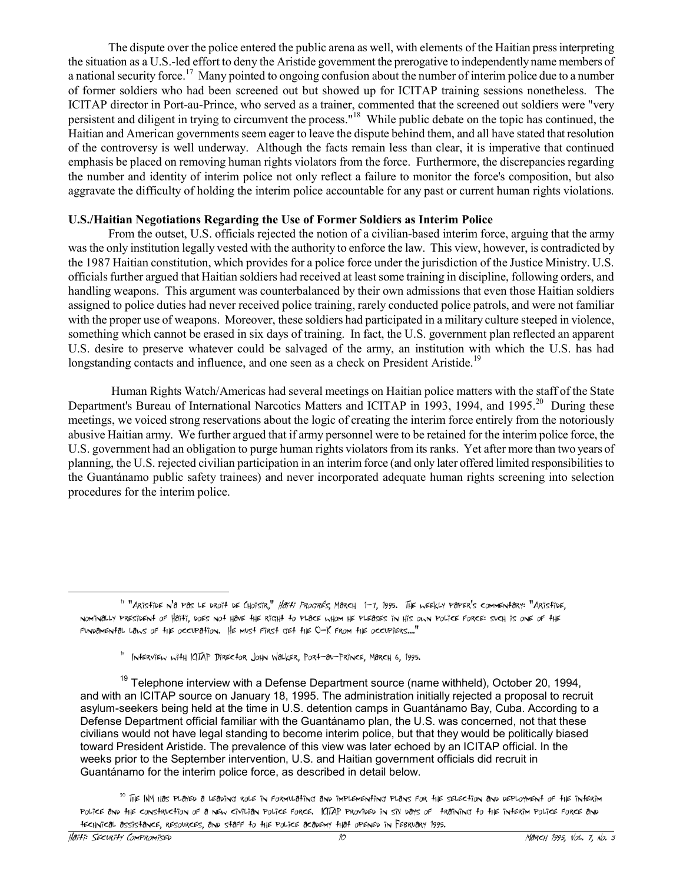The dispute over the police entered the public arena as well, with elements of the Haitian press interpreting the situation as a U.S.-led effort to deny the Aristide government the prerogative to independently name members of a national security force.[17] Many pointed to ongoing confusion about the number of interim police due to a number of former soldiers who had been screened out but showed up for ICITAP training sessions nonetheless. The ICITAP director in Port-au-Prince, who served as a trainer, commented that the screened out soldiers were "very persistent and diligent in trying to circumvent the process."[18] While public debate on the topic has continued, the Haitian and American governments seem eager to leave the dispute behind them, and all have stated that resolution of the controversy is well underway. Although the facts remain less than clear, it is imperative that continued emphasis be placed on removing human rights violators from the force. Furthermore, the discrepancies regarding the number and identity of interim police not only reflect a failure to monitor the force's composition, but also aggravate the difficulty of holding the interim police accountable for any past or current human rights violations.

**U.S./Haitian Negotiations Regarding the Use of Former Soldiers as Interim Police**

From the outset, U.S. officials rejected the notion of a civilian-based interim force, arguing that the army was the only institution legally vested with the authority to enforce the law. This view, however, is contradicted by the 1987 Haitian constitution, which provides for a police force under the jurisdiction of the Justice Ministry. U.S. officials further argued that Haitian soldiers had received at least some training in discipline, following orders, and handling weapons. This argument was counterbalanced by their own admissions that even those Haitian soldiers assigned to police duties had never received police training, rarely conducted police patrols, and were not familiar with the proper use of weapons. Moreover, these soldiers had participated in a military culture steeped in violence, something which cannot be erased in six days of training. In fact, the U.S. government plan reflected an apparent U.S. desire to preserve whatever could be salvaged of the army, an institution with which the U.S. has had longstanding contacts and influence, and one seen as a check on President Aristide.[19]

Human Rights Watch/Americas had several meetings on Haitian police matters with the staff of the State Department's Bureau of International Narcotics Matters and ICITAP in 1993, 1994, and 1995.[20] During these meetings, we voiced strong reservations about the logic of creating the interim force entirely from the notoriously abusive Haitian army. We further argued that if army personnel were to be retained for the interim police force, the U.S. government had an obligation to purge human rights violators from its ranks. Yet after more than two years of planning, the U.S. rejected civilian participation in an interim force (and only later offered limited responsibilities to the Guantánamo public safety trainees) and never incorporated adequate human rights screening into selection procedures for the interim police.

---

[17] "Aristide n'a pas le droit de Choisir," *Haïti Progrès*, March 1-7, 1995. The weekly paper's commentary: "Aristide, nominally president of Haiti, does not have the right to place whom he pleases in his own police force: such is one of the fundamental laws of the occupation. He must first get the O-K from the occupiers...."

[18] Interview with ICITAP Director John Walker, Port-au-Prince, March 6, 1995.

[19] Telephone interview with a Defense Department source (name withheld), October 20, 1994, and with an ICITAP source on January 18, 1995. The administration initially rejected a proposal to recruit asylum-seekers being held at the time in U.S. detention camps in Guantánamo Bay, Cuba. According to a Defense Department official familiar with the Guantánamo plan, the U.S. was concerned, not that these civilians would not have legal standing to become interim police, but that they would be politically biased toward President Aristide. The prevalence of this view was later echoed by an ICITAP official. In the weeks prior to the September intervention, U.S. and Haitian government officials did recruit in Guantánamo for the interim police force, as described in detail below.

[20] The INM has played a leading role in formulating and implementing plans for the selection and deployment of the interim police and the construction of a new civilian police force. ICITAP provided in six days of training to the interim police force and technical assistance, resources, and staff to the police academy that opened in February 1995.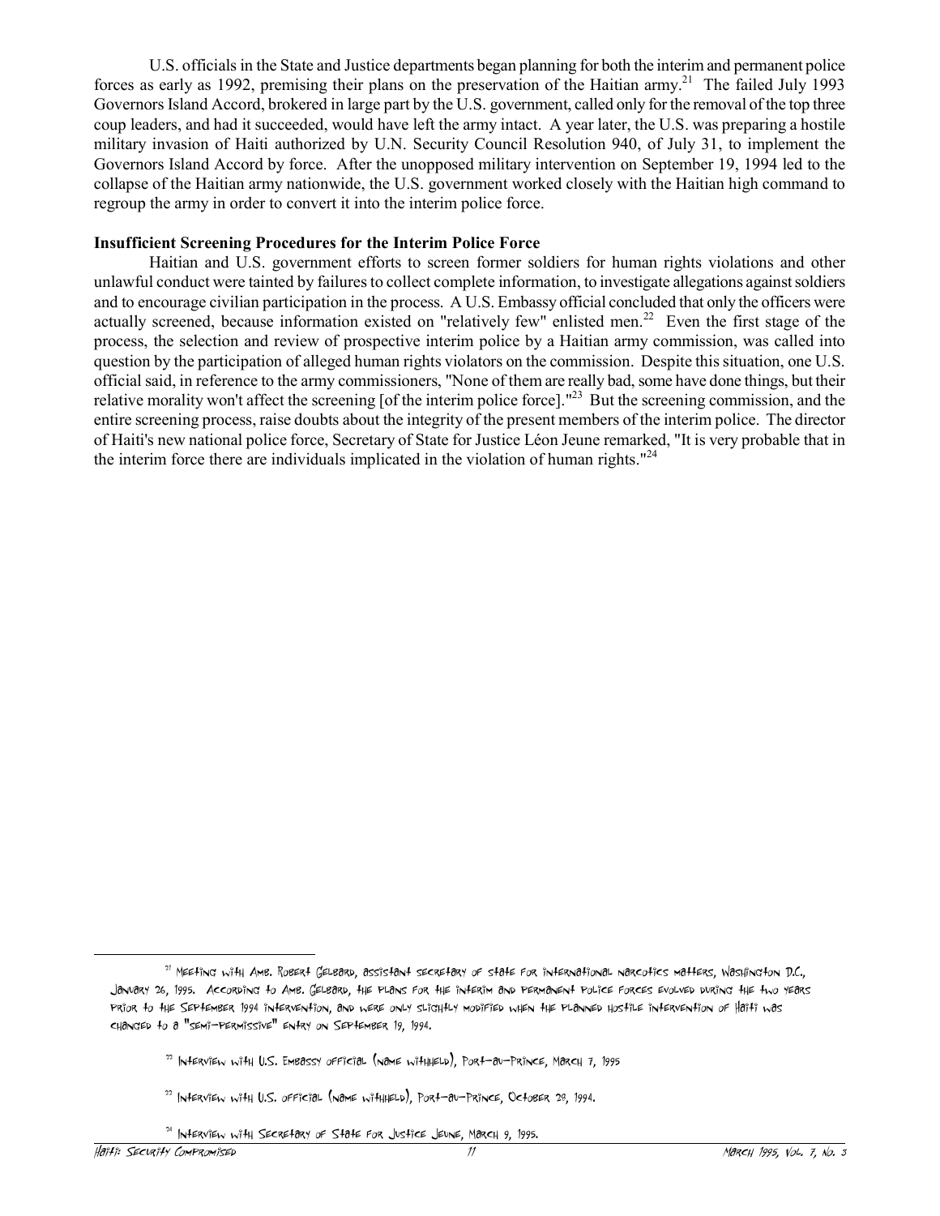U.S. officials in the State and Justice departments began planning for both the interim and permanent police forces as early as 1992, premising their plans on the preservation of the Haitian army.[21] The failed July 1993 Governors Island Accord, brokered in large part by the U.S. government, called only for the removal of the top three coup leaders, and had it succeeded, would have left the army intact. A year later, the U.S. was preparing a hostile military invasion of Haiti authorized by U.N. Security Council Resolution 940, of July 31, to implement the Governors Island Accord by force. After the unopposed military intervention on September 19, 1994 led to the collapse of the Haitian army nationwide, the U.S. government worked closely with the Haitian high command to regroup the army in order to convert it into the interim police force.

**Insufficient Screening Procedures for the Interim Police Force**

Haitian and U.S. government efforts to screen former soldiers for human rights violations and other unlawful conduct were tainted by failures to collect complete information, to investigate allegations against soldiers and to encourage civilian participation in the process. A U.S. Embassy official concluded that only the officers were actually screened, because information existed on "relatively few" enlisted men.[22] Even the first stage of the process, the selection and review of prospective interim police by a Haitian army commission, was called into question by the participation of alleged human rights violators on the commission. Despite this situation, one U.S. official said, in reference to the army commissioners, "None of them are really bad, some have done things, but their relative morality won't affect the screening [of the interim police force]."[23] But the screening commission, and the entire screening process, raise doubts about the integrity of the present members of the interim police. The director of Haiti's new national police force, Secretary of State for Justice Léon Jeune remarked, "It is very probable that in the interim force there are individuals implicated in the violation of human rights."[24]

---

[21] Meeting with Amb. Robert Gelbard, assistant secretary of state for international narcotics matters, Washington D.C., January 26, 1995. According to Amb. Gelbard, the plans for the interim and permanent police forces evolved during the two years prior to the September 1994 intervention, and were only slightly modified when the planned hostile intervention of Haiti was changed to a "semi-permissive" entry on September 19, 1994.

[22] Interview with U.S. Embassy official (name withheld), Port-au-Prince, March 7, 1995

[23] Interview with U.S. official (name withheld), Port-au-Prince, October 29, 1994.

[24] Interview with Secretary of State for Justice Jeune, March 9, 1995.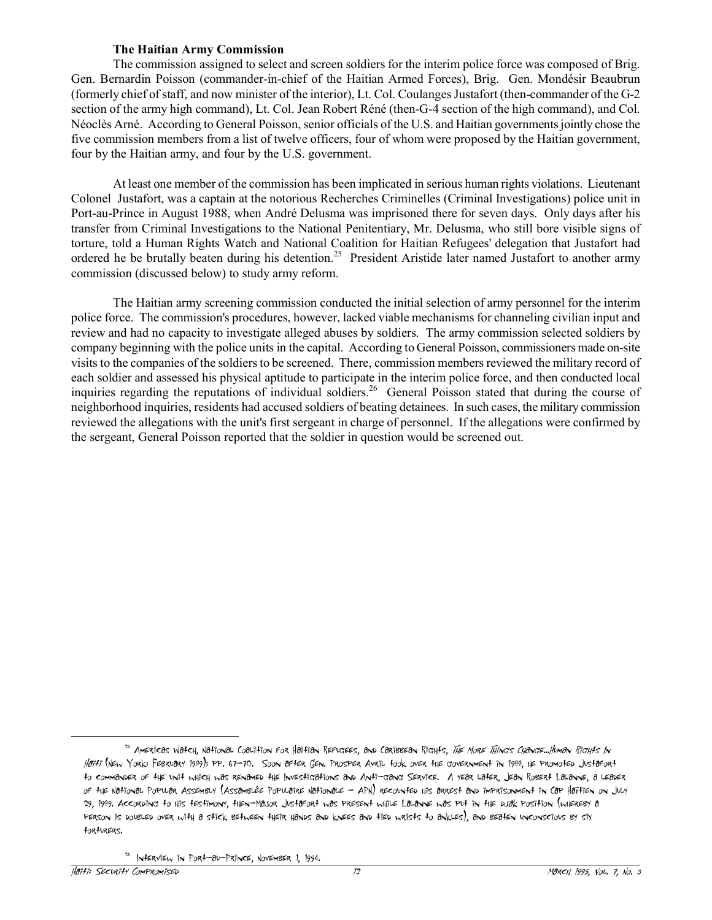**The Haitian Army Commission**

The commission assigned to select and screen soldiers for the interim police force was composed of Brig. Gen. Bernardin Poisson (commander-in-chief of the Haitian Armed Forces), Brig. Gen. Mondésir Beaubrun (formerly chief of staff, and now minister of the interior), Lt. Col. Coulanges Justafort (then-commander of the G-2 section of the army high command), Lt. Col. Jean Robert Réné (then-G-4 section of the high command), and Col. Néoclès Arné. According to General Poisson, senior officials of the U.S. and Haitian governments jointly chose the five commission members from a list of twelve officers, four of whom were proposed by the Haitian government, four by the Haitian army, and four by the U.S. government.

At least one member of the commission has been implicated in serious human rights violations. Lieutenant Colonel Justafort, was a captain at the notorious Recherches Criminelles (Criminal Investigations) police unit in Port-au-Prince in August 1988, when André Delusma was imprisoned there for seven days. Only days after his transfer from Criminal Investigations to the National Penitentiary, Mr. Delusma, who still bore visible signs of torture, told a Human Rights Watch and National Coalition for Haitian Refugees' delegation that Justafort had ordered he be brutally beaten during his detention.[25] President Aristide later named Justafort to another army commission (discussed below) to study army reform.

The Haitian army screening commission conducted the initial selection of army personnel for the interim police force. The commission's procedures, however, lacked viable mechanisms for channeling civilian input and review and had no capacity to investigate alleged abuses by soldiers. The army commission selected soldiers by company beginning with the police units in the capital. According to General Poisson, commissioners made on-site visits to the companies of the soldiers to be screened. There, commission members reviewed the military record of each soldier and assessed his physical aptitude to participate in the interim police force, and then conducted local inquiries regarding the reputations of individual soldiers.[26] General Poisson stated that during the course of neighborhood inquiries, residents had accused soldiers of beating detainees. In such cases, the military commission reviewed the allegations with the unit's first sergeant in charge of personnel. If the allegations were confirmed by the sergeant, General Poisson reported that the soldier in question would be screened out.

---

[25] Americas Watch, National Coalition for Haitian Refugees, and Caribbean Rights, *The More Things Change...Human Rights in Haiti* (New York: February 1989); pp. 67-70. Soon after Gen. Prosper Avril took over the government in 1988, he promoted Justafort to commander of the unit which was renamed the Investigations and Anti-Gang Service. A year later, Jean Robert Lalanne, a leader of the National Popular Assembly (Assemblée Populaire Nationale - APN) recounted his arrest and imprisonment in Cap Haïtien on July 29, 1989. According to his testimony, then-Major Justafort was present while Lalanne was put in the djak position (whereby a person is doubled over with a stick between their hands and knees and tied wrists to ankles), and beaten unconscious by six torturers.

[26] Interview in Port-au-Prince, November 1, 1994.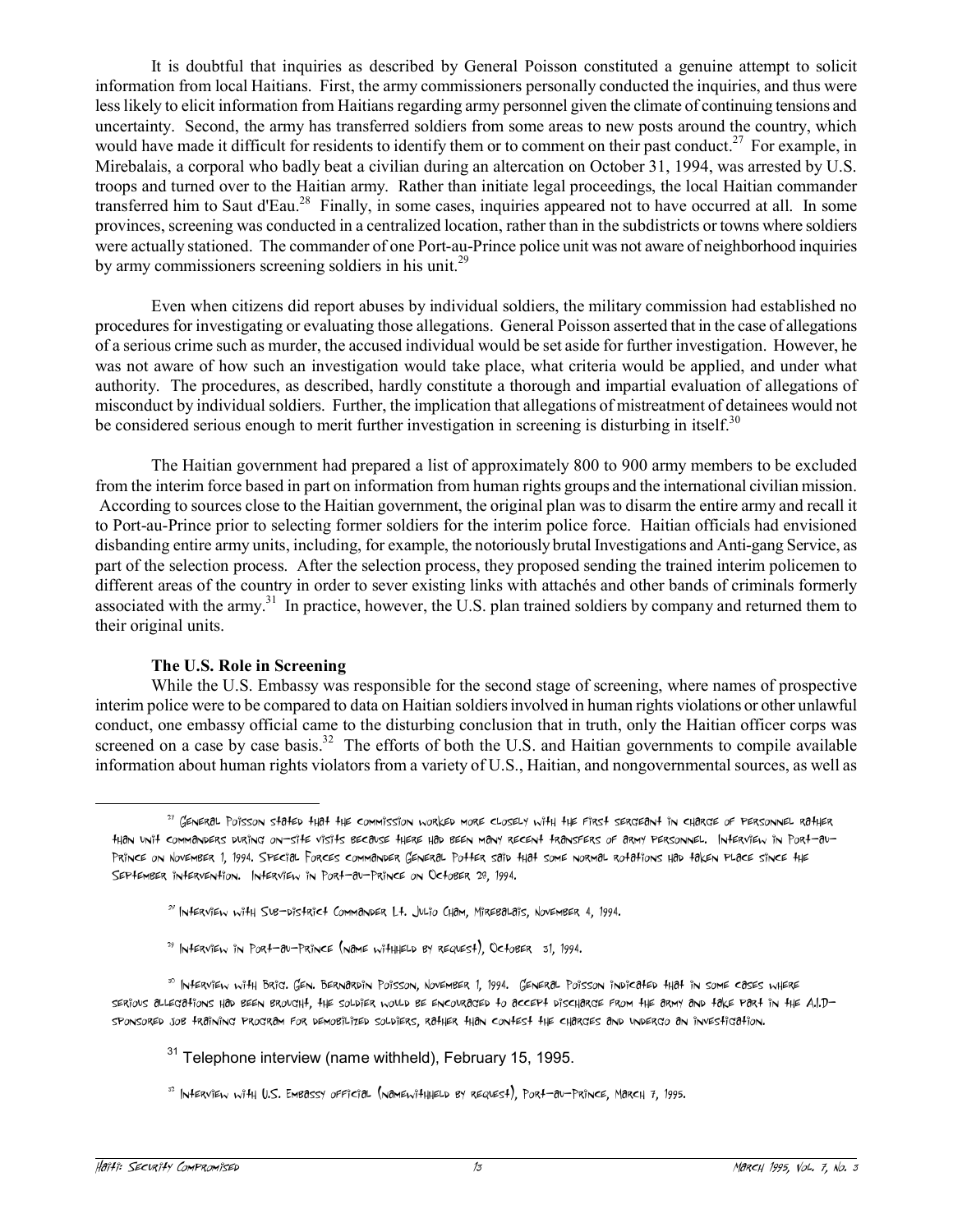It is doubtful that inquiries as described by General Poisson constituted a genuine attempt to solicit information from local Haitians. First, the army commissioners personally conducted the inquiries, and thus were less likely to elicit information from Haitians regarding army personnel given the climate of continuing tensions and uncertainty. Second, the army has transferred soldiers from some areas to new posts around the country, which would have made it difficult for residents to identify them or to comment on their past conduct.[27] For example, in Mirebalais, a corporal who badly beat a civilian during an altercation on October 31, 1994, was arrested by U.S. troops and turned over to the Haitian army. Rather than initiate legal proceedings, the local Haitian commander transferred him to Saut d'Eau.[28] Finally, in some cases, inquiries appeared not to have occurred at all. In some provinces, screening was conducted in a centralized location, rather than in the subdistricts or towns where soldiers were actually stationed. The commander of one Port-au-Prince police unit was not aware of neighborhood inquiries by army commissioners screening soldiers in his unit.[29]

Even when citizens did report abuses by individual soldiers, the military commission had established no procedures for investigating or evaluating those allegations. General Poisson asserted that in the case of allegations of a serious crime such as murder, the accused individual would be set aside for further investigation. However, he was not aware of how such an investigation would take place, what criteria would be applied, and under what authority. The procedures, as described, hardly constitute a thorough and impartial evaluation of allegations of misconduct by individual soldiers. Further, the implication that allegations of mistreatment of detainees would not be considered serious enough to merit further investigation in screening is disturbing in itself.[30]

The Haitian government had prepared a list of approximately 800 to 900 army members to be excluded from the interim force based in part on information from human rights groups and the international civilian mission. According to sources close to the Haitian government, the original plan was to disarm the entire army and recall it to Port-au-Prince prior to selecting former soldiers for the interim police force. Haitian officials had envisioned disbanding entire army units, including, for example, the notoriously brutal Investigations and Anti-gang Service, as part of the selection process. After the selection process, they proposed sending the trained interim policemen to different areas of the country in order to sever existing links with attachés and other bands of criminals formerly associated with the army.[31] In practice, however, the U.S. plan trained soldiers by company and returned them to their original units.

### The U.S. Role in Screening

While the U.S. Embassy was responsible for the second stage of screening, where names of prospective interim police were to be compared to data on Haitian soldiers involved in human rights violations or other unlawful conduct, one embassy official came to the disturbing conclusion that in truth, only the Haitian officer corps was screened on a case by case basis.[32] The efforts of both the U.S. and Haitian governments to compile available information about human rights violators from a variety of U.S., Haitian, and nongovernmental sources, as well as

---

[27] General Poisson stated that the commission worked more closely with the first sergeant in charge of personnel rather than unit commanders during on-site visits because there had been many recent transfers of army personnel. Interview in Port-au-Prince on November 1, 1994. Special Forces commander General Potter said that some normal rotations had taken place since the September intervention. Interview in Port-au-Prince on October 29, 1994.

[28] Interview with Sub-district Commander Lt. Julio Cham, Mirebalais, November 4, 1994.

[29] Interview in Port-au-Prince (name withheld by request), October 31, 1994.

[30] Interview with Brig. Gen. Bernardin Poisson, November 1, 1994. General Poisson indicated that in some cases where serious allegations had been brought, the soldier would be encouraged to accept discharge from the army and take part in the A.I.D.-sponsored job training program for demobilized soldiers, rather than contest the charges and undergo an investigation.

[31] Telephone interview (name withheld), February 15, 1995.

[32] Interview with U.S. Embassy official (name withheld by request), Port-au-Prince, March 7, 1995.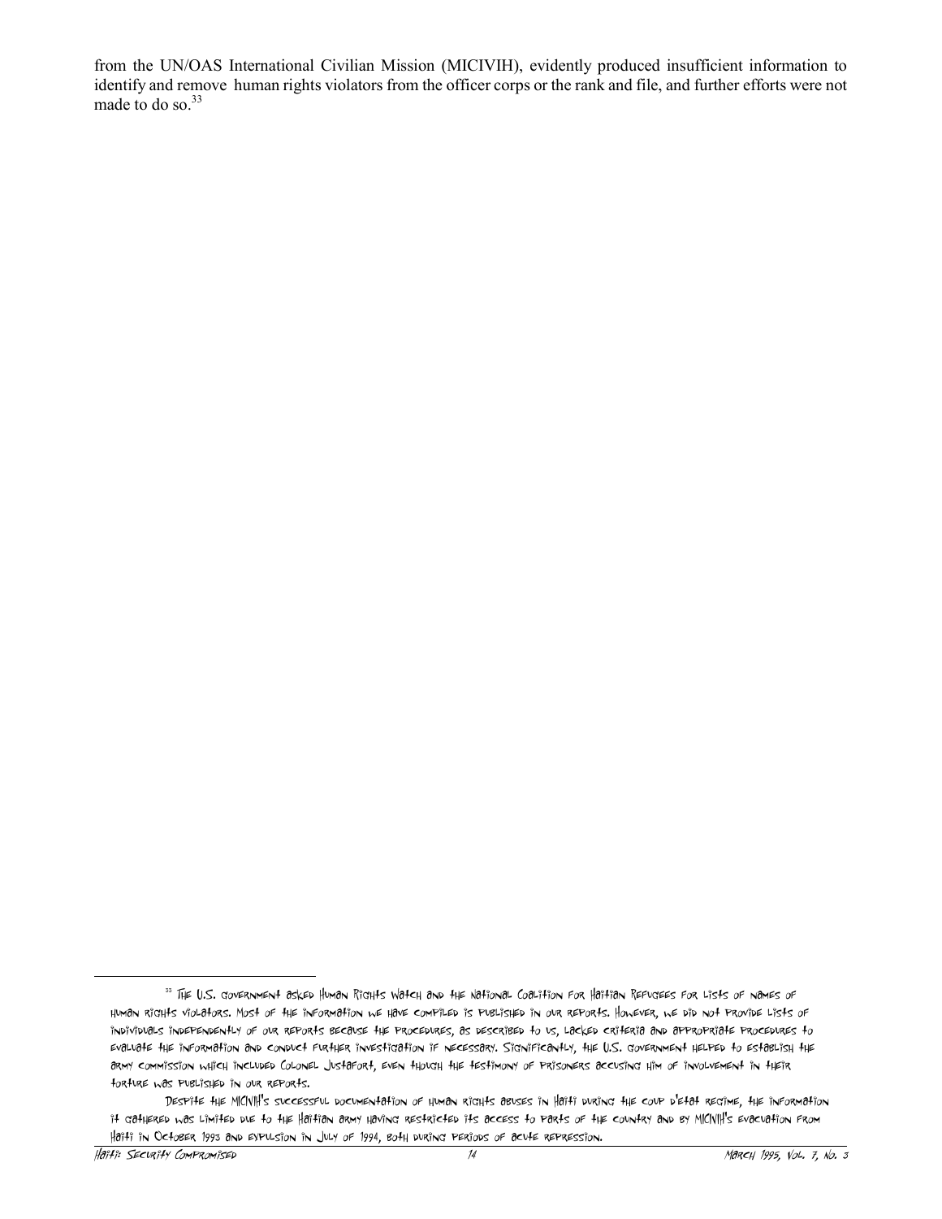from the UN/OAS International Civilian Mission (MICIVIH), evidently produced insufficient information to identify and remove human rights violators from the officer corps or the rank and file, and further efforts were not made to do so.[33]

[33] The U.S. government asked Human Rights Watch and the National Coalition for Haitian Refugees for lists of names of human rights violators. Most of the information we have compiled is published in our reports. However, we did not provide lists of individuals independently of our reports because the procedures, as described to us, lacked criteria and appropriate procedures to evaluate the information and conduct further investigation if necessary. Significantly, the U.S. government helped to establish the army commission which included Colonel Justafort, even though the testimony of prisoners accusing him of involvement in their torture was published in our reports.

Despite the MICIVIH's successful documentation of human rights abuses in Haiti during the coup d'etat regime, the information it gathered was limited due to the Haitian army having restricted its access to parts of the country and by MICIVIH's evacuation from Haiti in October 1993 and expulsion in July of 1994, both during periods of acute repression.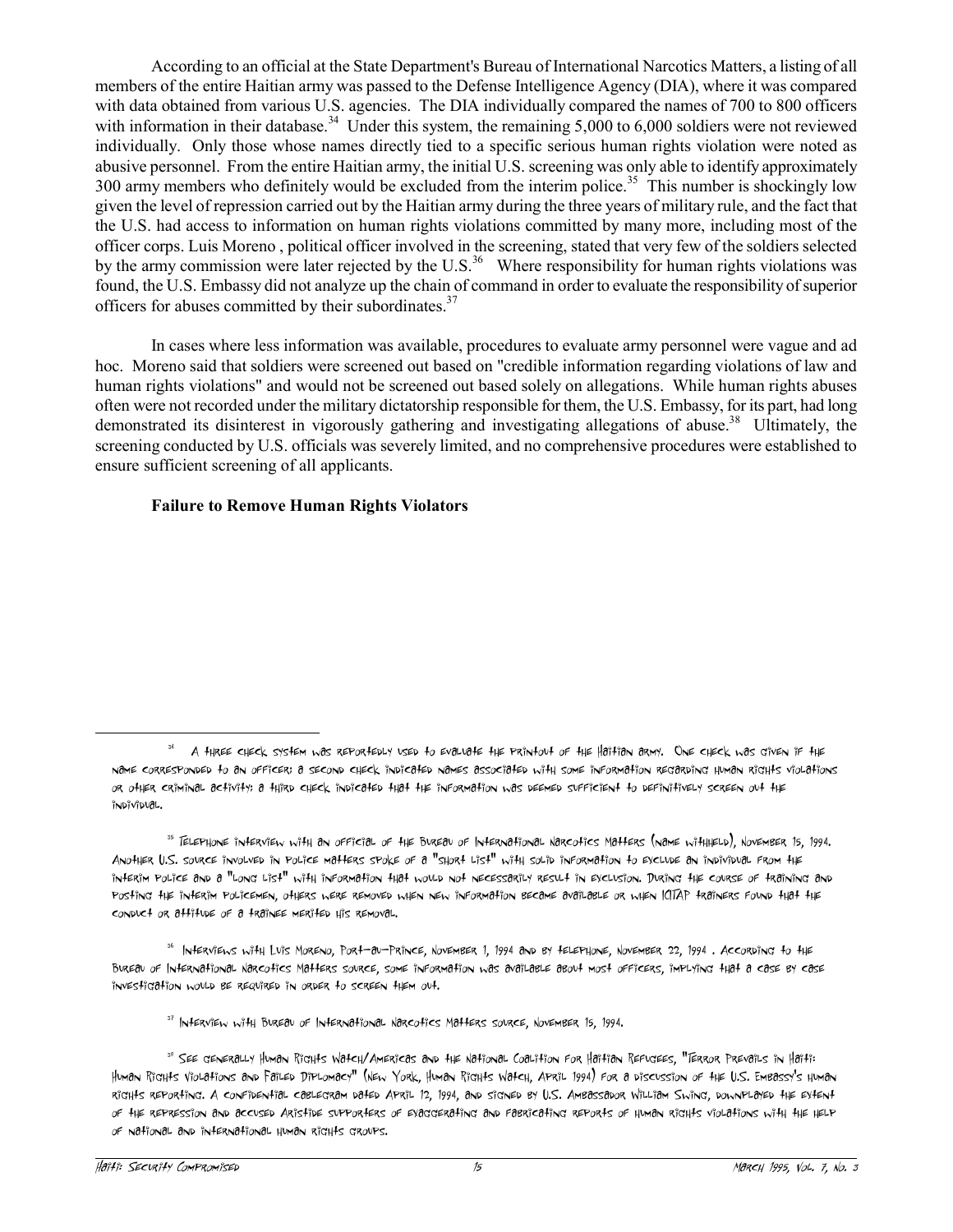According to an official at the State Department's Bureau of International Narcotics Matters, a listing of all members of the entire Haitian army was passed to the Defense Intelligence Agency (DIA), where it was compared with data obtained from various U.S. agencies. The DIA individually compared the names of 700 to 800 officers with information in their database.[34] Under this system, the remaining 5,000 to 6,000 soldiers were not reviewed individually. Only those whose names directly tied to a specific serious human rights violation were noted as abusive personnel. From the entire Haitian army, the initial U.S. screening was only able to identify approximately 300 army members who definitely would be excluded from the interim police.[35] This number is shockingly low given the level of repression carried out by the Haitian army during the three years of military rule, and the fact that the U.S. had access to information on human rights violations committed by many more, including most of the officer corps. Luis Moreno , political officer involved in the screening, stated that very few of the soldiers selected by the army commission were later rejected by the U.S.[36] Where responsibility for human rights violations was found, the U.S. Embassy did not analyze up the chain of command in order to evaluate the responsibility of superior officers for abuses committed by their subordinates.[37]

In cases where less information was available, procedures to evaluate army personnel were vague and ad hoc. Moreno said that soldiers were screened out based on "credible information regarding violations of law and human rights violations" and would not be screened out based solely on allegations. While human rights abuses often were not recorded under the military dictatorship responsible for them, the U.S. Embassy, for its part, had long demonstrated its disinterest in vigorously gathering and investigating allegations of abuse.[38] Ultimately, the screening conducted by U.S. officials was severely limited, and no comprehensive procedures were established to ensure sufficient screening of all applicants.

**Failure to Remove Human Rights Violators**

---

[34] A three check system was reportedly used to evaluate the printout of the Haitian army. One check was given if the name corresponded to an officer; a second check indicated names associated with some information regarding human rights violations or other criminal activity; a third check indicated that the information was deemed sufficient to definitively screen out the individual.

[35] Telephone interview with an official of the Bureau of International Narcotics Matters (name withheld), November 15, 1994. Another U.S. source involved in police matters spoke of a "short list" with solid information to exclude an individual from the interim police and a "long list" with information that would not necessarily result in exclusion. During the course of training and posting the interim policemen, others were removed when new information became available or when ICITAP trainers found that the conduct or attitude of a trainee merited his removal.

[36] Interviews with Luis Moreno, Port-au-Prince, November 1, 1994 and by telephone, November 22, 1994 . According to the Bureau of International Narcotics Matters source, some information was available about most officers, implying that a case by case investigation would be required in order to screen them out.

[37] Interview with Bureau of International Narcotics Matters source, November 15, 1994.

[38] See generally Human Rights Watch/Americas and the National Coalition for Haitian Refugees, "Terror Prevails in Haiti: Human Rights Violations and Failed Diplomacy" (New York, Human Rights Watch, April 1994) for a discussion of the U.S. Embassy's human rights reporting. A confidential cablegram dated April 12, 1994, and signed by U.S. Ambassador William Swing, downplayed the extent of the repression and accused Aristide supporters of exaggerating and fabricating reports of human rights violations with the help of national and international human rights groups.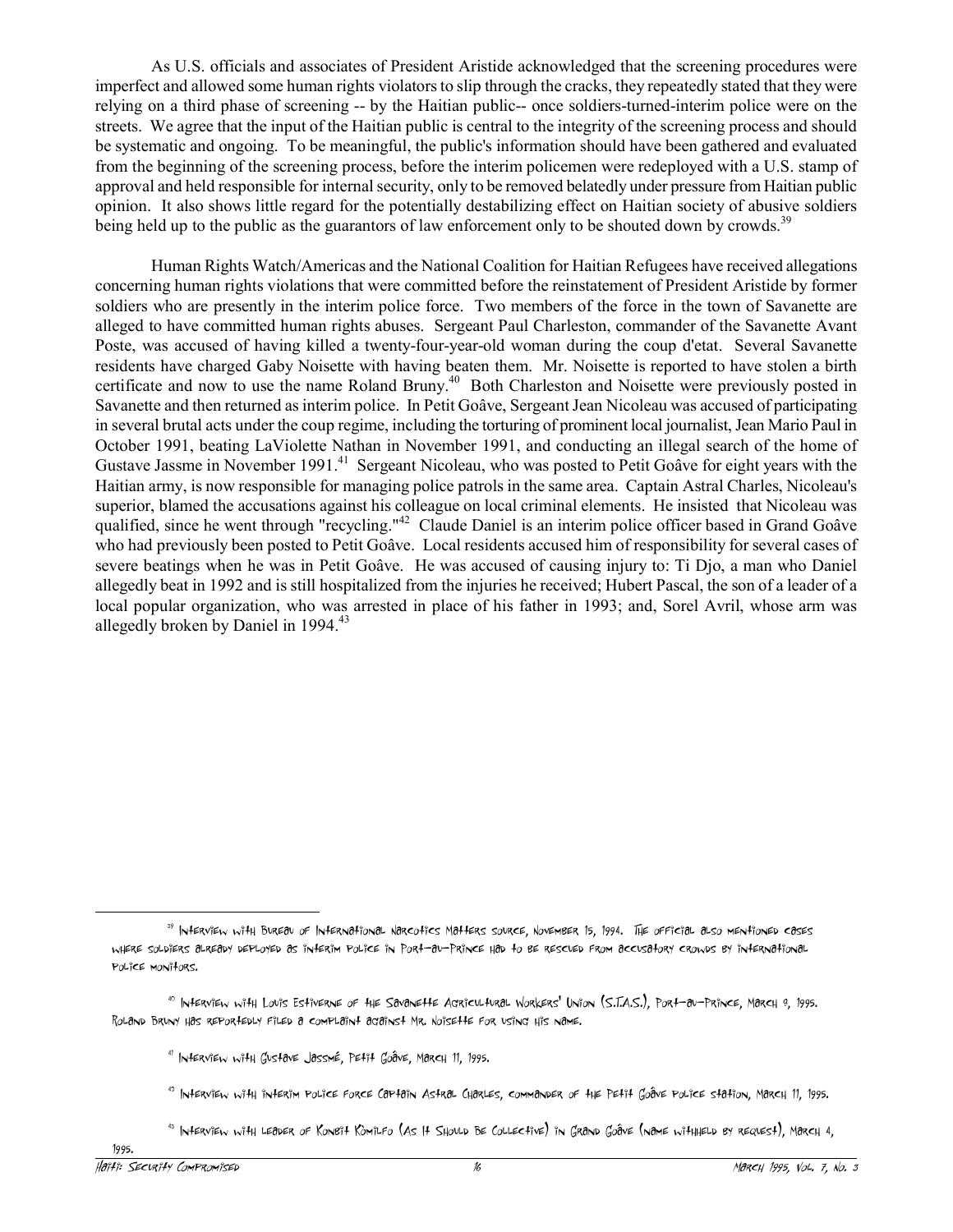As U.S. officials and associates of President Aristide acknowledged that the screening procedures were imperfect and allowed some human rights violators to slip through the cracks, they repeatedly stated that they were relying on a third phase of screening -- by the Haitian public-- once soldiers-turned-interim police were on the streets. We agree that the input of the Haitian public is central to the integrity of the screening process and should be systematic and ongoing. To be meaningful, the public's information should have been gathered and evaluated from the beginning of the screening process, before the interim policemen were redeployed with a U.S. stamp of approval and held responsible for internal security, only to be removed belatedly under pressure from Haitian public opinion. It also shows little regard for the potentially destabilizing effect on Haitian society of abusive soldiers being held up to the public as the guarantors of law enforcement only to be shouted down by crowds.[39]

Human Rights Watch/Americas and the National Coalition for Haitian Refugees have received allegations concerning human rights violations that were committed before the reinstatement of President Aristide by former soldiers who are presently in the interim police force. Two members of the force in the town of Savanette are alleged to have committed human rights abuses. Sergeant Paul Charleston, commander of the Savanette Avant Poste, was accused of having killed a twenty-four-year-old woman during the coup d'etat. Several Savanette residents have charged Gaby Noisette with having beaten them. Mr. Noisette is reported to have stolen a birth certificate and now to use the name Roland Bruny.[40] Both Charleston and Noisette were previously posted in Savanette and then returned as interim police. In Petit Goâve, Sergeant Jean Nicoleau was accused of participating in several brutal acts under the coup regime, including the torturing of prominent local journalist, Jean Mario Paul in October 1991, beating LaViolette Nathan in November 1991, and conducting an illegal search of the home of Gustave Jassme in November 1991.[41] Sergeant Nicoleau, who was posted to Petit Goâve for eight years with the Haitian army, is now responsible for managing police patrols in the same area. Captain Astral Charles, Nicoleau's superior, blamed the accusations against his colleague on local criminal elements. He insisted that Nicoleau was qualified, since he went through "recycling."[42] Claude Daniel is an interim police officer based in Grand Goâve who had previously been posted to Petit Goâve. Local residents accused him of responsibility for several cases of severe beatings when he was in Petit Goâve. He was accused of causing injury to: Ti Djo, a man who Daniel allegedly beat in 1992 and is still hospitalized from the injuries he received; Hubert Pascal, the son of a leader of a local popular organization, who was arrested in place of his father in 1993; and, Sorel Avril, whose arm was allegedly broken by Daniel in 1994.[43]

---

[39] Interview with Bureau of International Narcotics Matters source, November 15, 1994. The official also mentioned cases where soldiers already deployed as interim police in Port-au-Prince had to be rescued from accusatory crowds by international police monitors.

[40] Interview with Louis Estiverne of the Savanette Agricultural Workers' Union (S.T.A.S.), Port-au-Prince, March 9, 1995. Roland Bruny has reportedly filed a complaint against Mr. Noisette for using his name.

[41] Interview with Gustave Jassmé, Petit Goâve, March 11, 1995.

[42] Interview with interim police force Captain Astral Charles, commander of the Petit Goâve police station, March 11, 1995.

[43] Interview with leader of Konbit Kòmilfo (As It Should Be Collective) in Grand Goâve (name withheld by request), March 4, 1995.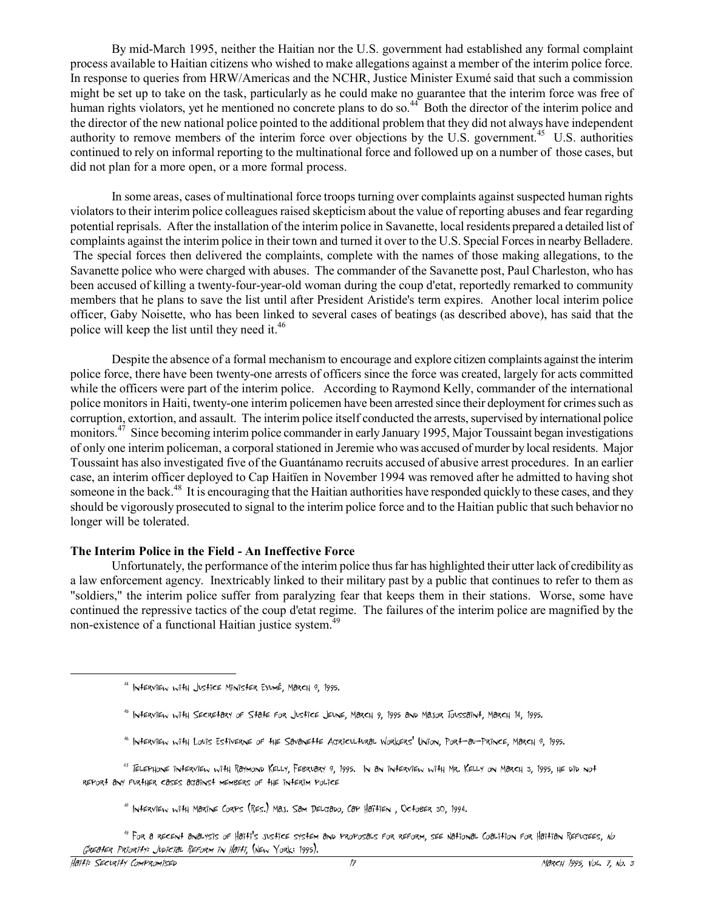By mid-March 1995, neither the Haitian nor the U.S. government had established any formal complaint process available to Haitian citizens who wished to make allegations against a member of the interim police force. In response to queries from HRW/Americas and the NCHR, Justice Minister Exumé said that such a commission might be set up to take on the task, particularly as he could make no guarantee that the interim force was free of human rights violators, yet he mentioned no concrete plans to do so.[44] Both the director of the interim police and the director of the new national police pointed to the additional problem that they did not always have independent authority to remove members of the interim force over objections by the U.S. government.[45] U.S. authorities continued to rely on informal reporting to the multinational force and followed up on a number of those cases, but did not plan for a more open, or a more formal process.

In some areas, cases of multinational force troops turning over complaints against suspected human rights violators to their interim police colleagues raised skepticism about the value of reporting abuses and fear regarding potential reprisals. After the installation of the interim police in Savanette, local residents prepared a detailed list of complaints against the interim police in their town and turned it over to the U.S. Special Forces in nearby Belladere. The special forces then delivered the complaints, complete with the names of those making allegations, to the Savanette police who were charged with abuses. The commander of the Savanette post, Paul Charleston, who has been accused of killing a twenty-four-year-old woman during the coup d'etat, reportedly remarked to community members that he plans to save the list until after President Aristide's term expires. Another local interim police officer, Gaby Noisette, who has been linked to several cases of beatings (as described above), has said that the police will keep the list until they need it.[46]

Despite the absence of a formal mechanism to encourage and explore citizen complaints against the interim police force, there have been twenty-one arrests of officers since the force was created, largely for acts committed while the officers were part of the interim police. According to Raymond Kelly, commander of the international police monitors in Haiti, twenty-one interim policemen have been arrested since their deployment for crimes such as corruption, extortion, and assault. The interim police itself conducted the arrests, supervised by international police monitors.[47] Since becoming interim police commander in early January 1995, Major Toussaint began investigations of only one interim policeman, a corporal stationed in Jeremie who was accused of murder by local residents. Major Toussaint has also investigated five of the Guantánamo recruits accused of abusive arrest procedures. In an earlier case, an interim officer deployed to Cap Haitïen in November 1994 was removed after he admitted to having shot someone in the back.[48] It is encouraging that the Haitian authorities have responded quickly to these cases, and they should be vigorously prosecuted to signal to the interim police force and to the Haitian public that such behavior no longer will be tolerated.

**The Interim Police in the Field - An Ineffective Force**

Unfortunately, the performance of the interim police thus far has highlighted their utter lack of credibility as a law enforcement agency. Inextricably linked to their military past by a public that continues to refer to them as "soldiers," the interim police suffer from paralyzing fear that keeps them in their stations. Worse, some have continued the repressive tactics of the coup d'etat regime. The failures of the interim police are magnified by the non-existence of a functional Haitian justice system.[49]

---

[44] Interview with Justice Minister Exumé, March 9, 1995.

[45] Interview with Secretary of State for Justice Jeune, March 9, 1995 and Major Toussaint, March 14, 1995.

[46] Interview with Louis Estiverne of the Savanette Agricultural Workers' Union, Port-au-Prince, March 9, 1995.

[47] Telephone interview with Raymond Kelly, February 9, 1995. In an interview with Mr. Kelly on March 3, 1995, he did not report any further cases against members of the interim police

[48] Interview with Marine Corps (Res.) Maj. Sam Delgado, Cap Haïtien , October 30, 1994.

[49] For a recent analysis of Haiti's justice system and proposals for reform, see National Coalition for Haitian Refugees, *No Greater Priority: Judicial Reform in Haiti*, (New York: 1995).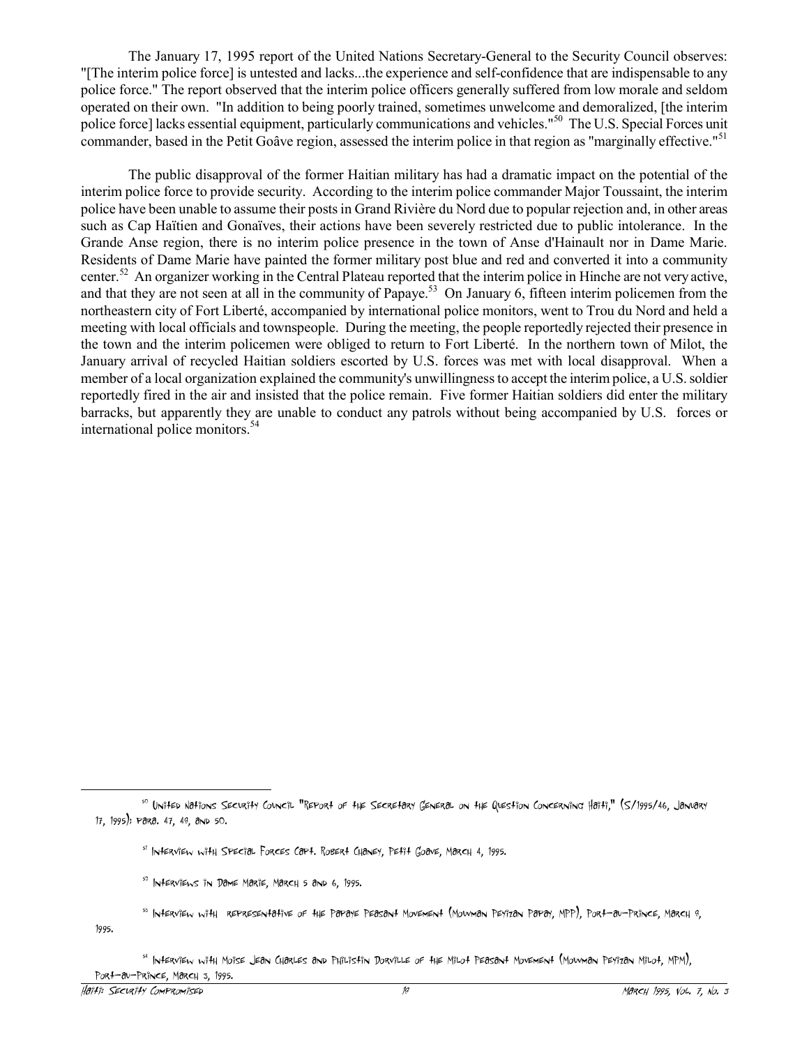The January 17, 1995 report of the United Nations Secretary-General to the Security Council observes: "[The interim police force] is untested and lacks...the experience and self-confidence that are indispensable to any police force." The report observed that the interim police officers generally suffered from low morale and seldom operated on their own. "In addition to being poorly trained, sometimes unwelcome and demoralized, [the interim police force] lacks essential equipment, particularly communications and vehicles."[50] The U.S. Special Forces unit commander, based in the Petit Goâve region, assessed the interim police in that region as "marginally effective."[51]

The public disapproval of the former Haitian military has had a dramatic impact on the potential of the interim police force to provide security. According to the interim police commander Major Toussaint, the interim police have been unable to assume their posts in Grand Rivière du Nord due to popular rejection and, in other areas such as Cap Haïtien and Gonaïves, their actions have been severely restricted due to public intolerance. In the Grande Anse region, there is no interim police presence in the town of Anse d'Hainault nor in Dame Marie. Residents of Dame Marie have painted the former military post blue and red and converted it into a community center.[52] An organizer working in the Central Plateau reported that the interim police in Hinche are not very active, and that they are not seen at all in the community of Papaye.[53] On January 6, fifteen interim policemen from the northeastern city of Fort Liberté, accompanied by international police monitors, went to Trou du Nord and held a meeting with local officials and townspeople. During the meeting, the people reportedly rejected their presence in the town and the interim policemen were obliged to return to Fort Liberté. In the northern town of Milot, the January arrival of recycled Haitian soldiers escorted by U.S. forces was met with local disapproval. When a member of a local organization explained the community's unwillingness to accept the interim police, a U.S. soldier reportedly fired in the air and insisted that the police remain. Five former Haitian soldiers did enter the military barracks, but apparently they are unable to conduct any patrols without being accompanied by U.S. forces or international police monitors.[54]

---

[50] United Nations Security Council "Report of the Secretary General on the Question Concerning Haiti," (S/1995/46, January 17, 1995); para. 47, 49, and 50.

[51] Interview with Special Forces Capt. Robert Chaney, Petit Goave, March 4, 1995.

[52] Interviews in Dame Marie, March 5 and 6, 1995.

[53] Interview with representative of the Papaye Peasant Movement (Mouvman Peyizan Papay, MPP), Port-au-Prince, March 9, 1995.

[54] Interview with Moise Jean Charles and Philistin Dorville of the Milot Peasant Movement (Mouvman Peyizan Milot, MPM), Port-au-Prince, March 3, 1995.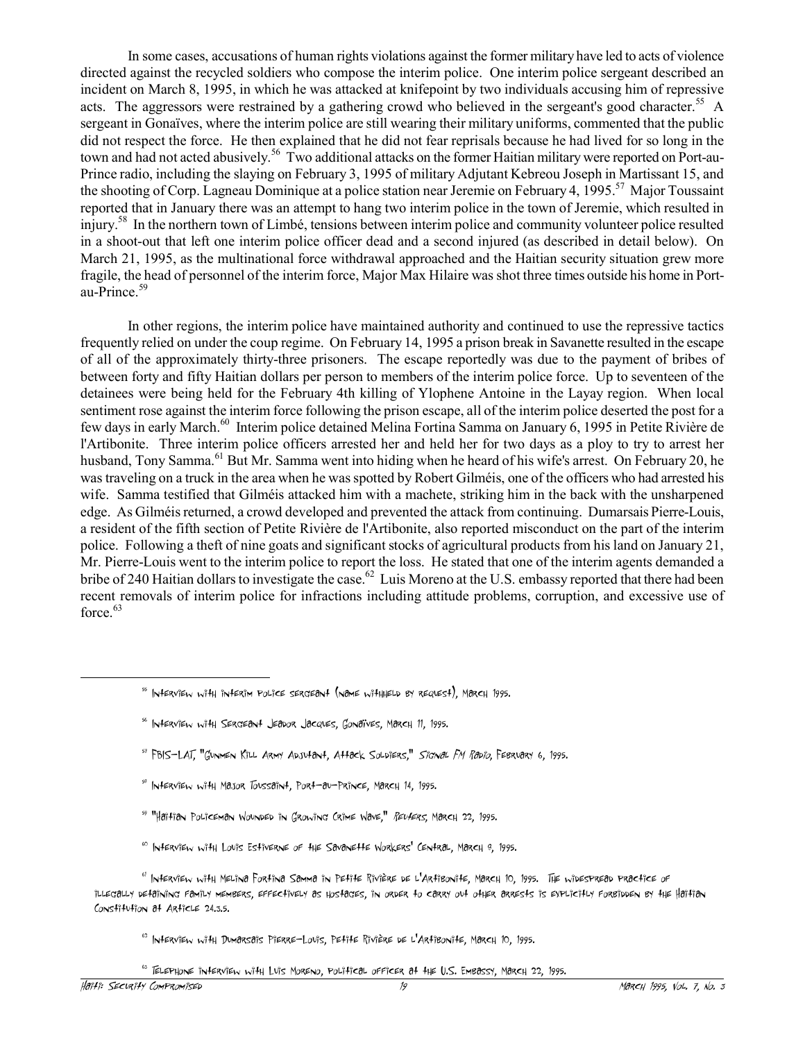In some cases, accusations of human rights violations against the former military have led to acts of violence directed against the recycled soldiers who compose the interim police. One interim police sergeant described an incident on March 8, 1995, in which he was attacked at knifepoint by two individuals accusing him of repressive acts. The aggressors were restrained by a gathering crowd who believed in the sergeant's good character.[55] A sergeant in Gonaïves, where the interim police are still wearing their military uniforms, commented that the public did not respect the force. He then explained that he did not fear reprisals because he had lived for so long in the town and had not acted abusively.[56] Two additional attacks on the former Haitian military were reported on Port-au-Prince radio, including the slaying on February 3, 1995 of military Adjutant Kebreou Joseph in Martissant 15, and the shooting of Corp. Lagneau Dominique at a police station near Jeremie on February 4, 1995.[57] Major Toussaint reported that in January there was an attempt to hang two interim police in the town of Jeremie, which resulted in injury.[58] In the northern town of Limbé, tensions between interim police and community volunteer police resulted in a shoot-out that left one interim police officer dead and a second injured (as described in detail below). On March 21, 1995, as the multinational force withdrawal approached and the Haitian security situation grew more fragile, the head of personnel of the interim force, Major Max Hilaire was shot three times outside his home in Port-au-Prince.[59]

In other regions, the interim police have maintained authority and continued to use the repressive tactics frequently relied on under the coup regime. On February 14, 1995 a prison break in Savanette resulted in the escape of all of the approximately thirty-three prisoners. The escape reportedly was due to the payment of bribes of between forty and fifty Haitian dollars per person to members of the interim police force. Up to seventeen of the detainees were being held for the February 4th killing of Ylophene Antoine in the Layay region. When local sentiment rose against the interim force following the prison escape, all of the interim police deserted the post for a few days in early March.[60] Interim police detained Melina Fortina Samma on January 6, 1995 in Petite Rivière de l'Artibonite. Three interim police officers arrested her and held her for two days as a ploy to try to arrest her husband, Tony Samma.[61] But Mr. Samma went into hiding when he heard of his wife's arrest. On February 20, he was traveling on a truck in the area when he was spotted by Robert Gilméis, one of the officers who had arrested his wife. Samma testified that Gilméis attacked him with a machete, striking him in the back with the unsharpened edge. As Gilméis returned, a crowd developed and prevented the attack from continuing. Dumarsais Pierre-Louis, a resident of the fifth section of Petite Rivière de l'Artibonite, also reported misconduct on the part of the interim police. Following a theft of nine goats and significant stocks of agricultural products from his land on January 21, Mr. Pierre-Louis went to the interim police to report the loss. He stated that one of the interim agents demanded a bribe of 240 Haitian dollars to investigate the case.[62] Luis Moreno at the U.S. embassy reported that there had been recent removals of interim police for infractions including attitude problems, corruption, and excessive use of force.[63]

---

[55] Interview with interim police sergeant (name withheld by request), March 1995.

[56] Interview with Sergeant Jeador Jacques, Gonaïves, March 11, 1995.

[57] FBIS-LAT, "Gunmen Kill Army Adjutant, Attack Soldiers," *Signal FM Radio*, February 6, 1995.

[58] Interview with Major Toussaint, Port-au-Prince, March 14, 1995.

[59] "Haitian Policeman Wounded in Growing Crime Wave," *Reuters*, March 22, 1995.

[60] Interview with Louis Estiverne of the Savanette Workers' Central, March 9, 1995.

[61] Interview with Melina Fortina Samma in Petite Rivière de l'Artibonite, March 10, 1995. The widespread practice of illegally detaining family members, effectively as hostages, in order to carry out other arrests is explicitly forbidden by the Haitian Constitution at Article 24.3.5.

[62] Interview with Dumarsais Pierre-Louis, Petite Rivière de l'Artibonite, March 10, 1995.

[63] Telephone interview with Luis Moreno, political officer at the U.S. Embassy, March 22, 1995.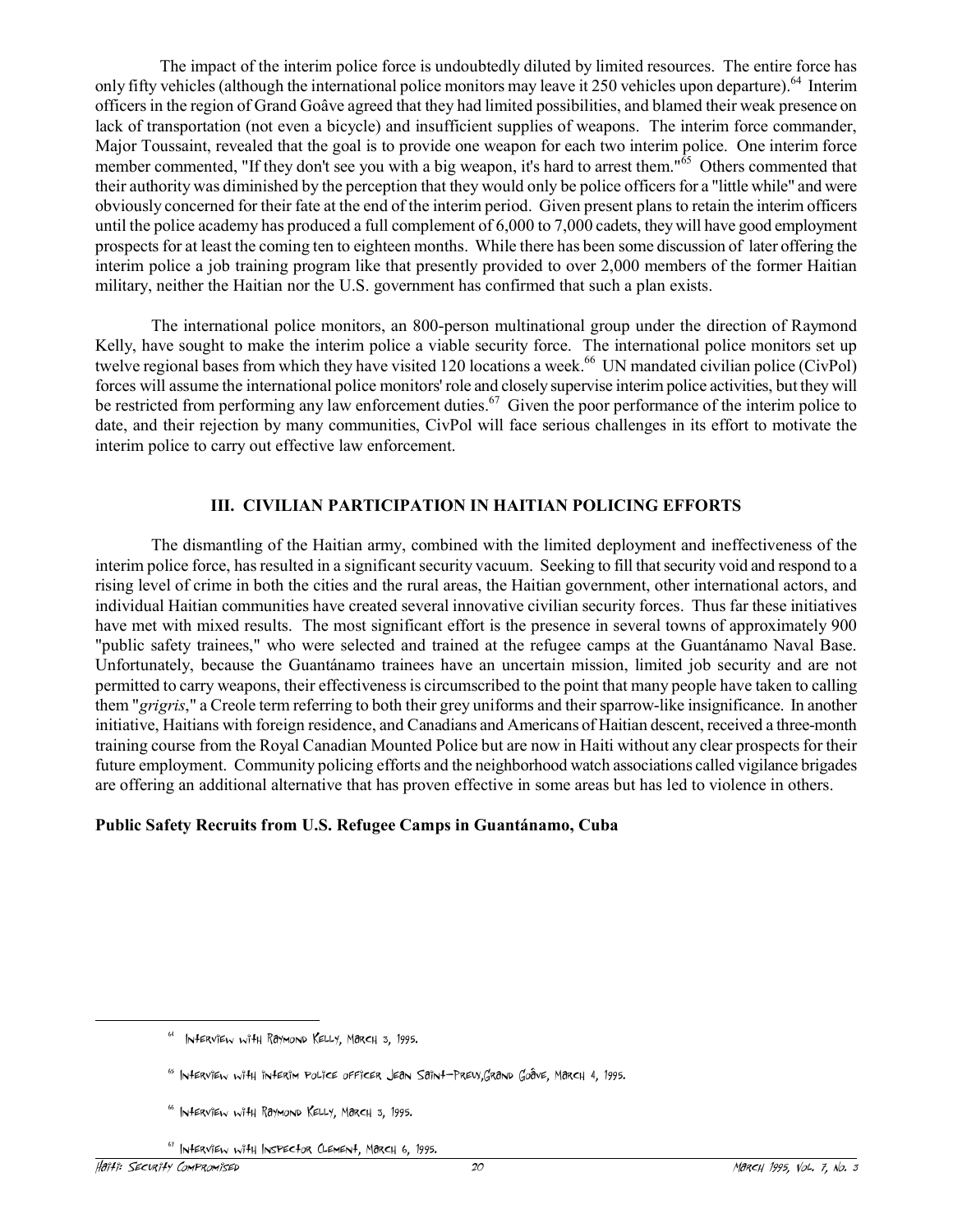The impact of the interim police force is undoubtedly diluted by limited resources. The entire force has only fifty vehicles (although the international police monitors may leave it 250 vehicles upon departure).[64] Interim officers in the region of Grand Goâve agreed that they had limited possibilities, and blamed their weak presence on lack of transportation (not even a bicycle) and insufficient supplies of weapons. The interim force commander, Major Toussaint, revealed that the goal is to provide one weapon for each two interim police. One interim force member commented, "If they don't see you with a big weapon, it's hard to arrest them."[65] Others commented that their authority was diminished by the perception that they would only be police officers for a "little while" and were obviously concerned for their fate at the end of the interim period. Given present plans to retain the interim officers until the police academy has produced a full complement of 6,000 to 7,000 cadets, they will have good employment prospects for at least the coming ten to eighteen months. While there has been some discussion of later offering the interim police a job training program like that presently provided to over 2,000 members of the former Haitian military, neither the Haitian nor the U.S. government has confirmed that such a plan exists.

The international police monitors, an 800-person multinational group under the direction of Raymond Kelly, have sought to make the interim police a viable security force. The international police monitors set up twelve regional bases from which they have visited 120 locations a week.[66] UN mandated civilian police (CivPol) forces will assume the international police monitors' role and closely supervise interim police activities, but they will be restricted from performing any law enforcement duties.[67] Given the poor performance of the interim police to date, and their rejection by many communities, CivPol will face serious challenges in its effort to motivate the interim police to carry out effective law enforcement.

## III. CIVILIAN PARTICIPATION IN HAITIAN POLICING EFFORTS

The dismantling of the Haitian army, combined with the limited deployment and ineffectiveness of the interim police force, has resulted in a significant security vacuum. Seeking to fill that security void and respond to a rising level of crime in both the cities and the rural areas, the Haitian government, other international actors, and individual Haitian communities have created several innovative civilian security forces. Thus far these initiatives have met with mixed results. The most significant effort is the presence in several towns of approximately 900 "public safety trainees," who were selected and trained at the refugee camps at the Guantánamo Naval Base. Unfortunately, because the Guantánamo trainees have an uncertain mission, limited job security and are not permitted to carry weapons, their effectiveness is circumscribed to the point that many people have taken to calling them "*grigris*," a Creole term referring to both their grey uniforms and their sparrow-like insignificance. In another initiative, Haitians with foreign residence, and Canadians and Americans of Haitian descent, received a three-month training course from the Royal Canadian Mounted Police but are now in Haiti without any clear prospects for their future employment. Community policing efforts and the neighborhood watch associations called vigilance brigades are offering an additional alternative that has proven effective in some areas but has led to violence in others.

### Public Safety Recruits from U.S. Refugee Camps in Guantánamo, Cuba

---

[64] Interview with Raymond Kelly, March 3, 1995.

[65] Interview with interim police officer Jean Saint-Prew, Grand Goâve, March 4, 1995.

[66] Interview with Raymond Kelly, March 3, 1995.

[67] Interview with Inspector Clement, March 6, 1995.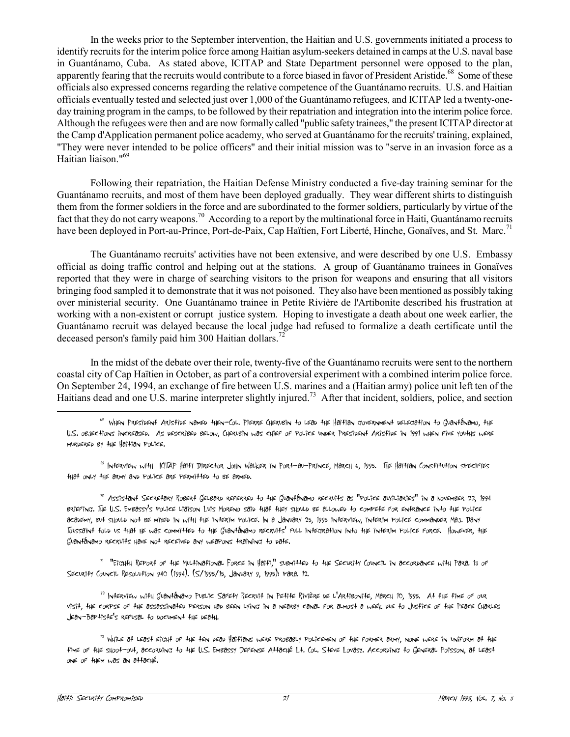In the weeks prior to the September intervention, the Haitian and U.S. governments initiated a process to identify recruits for the interim police force among Haitian asylum-seekers detained in camps at the U.S. naval base in Guantánamo, Cuba. As stated above, ICITAP and State Department personnel were opposed to the plan, apparently fearing that the recruits would contribute to a force biased in favor of President Aristide.[68] Some of these officials also expressed concerns regarding the relative competence of the Guantánamo recruits. U.S. and Haitian officials eventually tested and selected just over 1,000 of the Guantánamo refugees, and ICITAP led a twenty-one-day training program in the camps, to be followed by their repatriation and integration into the interim police force. Although the refugees were then and are now formally called "public safety trainees," the present ICITAP director at the Camp d'Application permanent police academy, who served at Guantánamo for the recruits' training, explained, "They were never intended to be police officers" and their initial mission was to "serve in an invasion force as a Haitian liaison."[69]

Following their repatriation, the Haitian Defense Ministry conducted a five-day training seminar for the Guantánamo recruits, and most of them have been deployed gradually. They wear different shirts to distinguish them from the former soldiers in the force and are subordinated to the former soldiers, particularly by virtue of the fact that they do not carry weapons.[70] According to a report by the multinational force in Haiti, Guantánamo recruits have been deployed in Port-au-Prince, Port-de-Paix, Cap Haïtien, Fort Liberté, Hinche, Gonaïves, and St. Marc.[71]

The Guantánamo recruits' activities have not been extensive, and were described by one U.S. Embassy official as doing traffic control and helping out at the stations. A group of Guantánamo trainees in Gonaïves reported that they were in charge of searching visitors to the prison for weapons and ensuring that all visitors bringing food sampled it to demonstrate that it was not poisoned. They also have been mentioned as possibly taking over ministerial security. One Guantánamo trainee in Petite Rivière de l'Artibonite described his frustration at working with a non-existent or corrupt justice system. Hoping to investigate a death about one week earlier, the Guantánamo recruit was delayed because the local judge had refused to formalize a death certificate until the deceased person's family paid him 300 Haitian dollars.[72]

In the midst of the debate over their role, twenty-five of the Guantánamo recruits were sent to the northern coastal city of Cap Haïtien in October, as part of a controversial experiment with a combined interim police force. On September 24, 1994, an exchange of fire between U.S. marines and a (Haitian army) police unit left ten of the Haitians dead and one U.S. marine interpreter slightly injured.[73] After that incident, soldiers, police, and section

---

[68] When President Aristide named then-Col. Pierre Cherubin to lead the Haitian government delegation to Guantánamo, the U.S. objections increased. As described below, Cherubin was chief of police under President Aristide in 1991 when five youths were murdered by the Haitian police.

[69] Interview with ICITAP Haiti Director John Walker in Port-au-Prince, March 6, 1995. The Haitian Constitution specifies that only the army and police are permitted to be armed.

[70] Assistant Secretary Robert Gelbard referred to the Guantánamo recruits as "police auxiliaries" in a November 22, 1994 briefing. The U.S. Embassy's police liaison Luis Moreno said that they should be allowed to compete for entrance into the police academy, but should not be mixed in with the interim police. In a January 25, 1995 interview, interim police commander Maj. Dany Toussaint told us that he was committed to the Guantánamo recruits' full integration into the interim police force. However, the Guantánamo recruits have not received any weapons training to date.

[71] "Eighth Report of the Multinational Force in Haiti," submitted to the Security Council in accordance with para. 13 of Security Council Resolution 940 (1994). (S/1995/15, January 9, 1995): para. 12.

[72] Interview with Guantánamo Public Safety Recruit in Petite Rivière de l'Artibonite, March 10, 1995. At the time of our visit, the corpse of the assassinated person had been lying in a nearby canal for almost a week due to Justice of the Peace Charles Jean-Baptiste's refusal to document the death.

[73] While at least eight of the ten dead Haitians were probably policemen of the former army, none were in uniform at the time of the shoot-out, according to the U.S. Embassy Defense Attaché Lt. Col. Steve Lovasz. According to General Poisson, at least one of them was an attaché.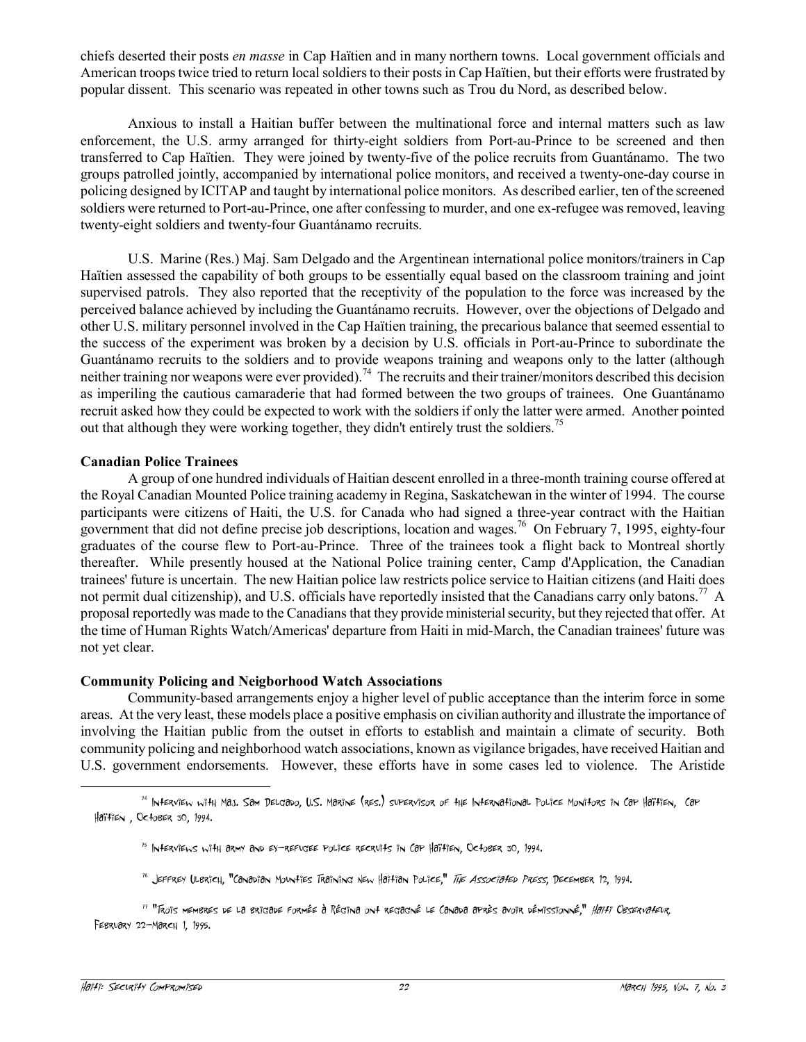chiefs deserted their posts *en masse* in Cap Haïtien and in many northern towns. Local government officials and American troops twice tried to return local soldiers to their posts in Cap Haïtien, but their efforts were frustrated by popular dissent. This scenario was repeated in other towns such as Trou du Nord, as described below.

Anxious to install a Haitian buffer between the multinational force and internal matters such as law enforcement, the U.S. army arranged for thirty-eight soldiers from Port-au-Prince to be screened and then transferred to Cap Haïtien. They were joined by twenty-five of the police recruits from Guantánamo. The two groups patrolled jointly, accompanied by international police monitors, and received a twenty-one-day course in policing designed by ICITAP and taught by international police monitors. As described earlier, ten of the screened soldiers were returned to Port-au-Prince, one after confessing to murder, and one ex-refugee was removed, leaving twenty-eight soldiers and twenty-four Guantánamo recruits.

U.S. Marine (Res.) Maj. Sam Delgado and the Argentinean international police monitors/trainers in Cap Haïtien assessed the capability of both groups to be essentially equal based on the classroom training and joint supervised patrols. They also reported that the receptivity of the population to the force was increased by the perceived balance achieved by including the Guantánamo recruits. However, over the objections of Delgado and other U.S. military personnel involved in the Cap Haïtien training, the precarious balance that seemed essential to the success of the experiment was broken by a decision by U.S. officials in Port-au-Prince to subordinate the Guantánamo recruits to the soldiers and to provide weapons training and weapons only to the latter (although neither training nor weapons were ever provided).[74] The recruits and their trainer/monitors described this decision as imperiling the cautious camaraderie that had formed between the two groups of trainees. One Guantánamo recruit asked how they could be expected to work with the soldiers if only the latter were armed. Another pointed out that although they were working together, they didn't entirely trust the soldiers.[75]

**Canadian Police Trainees**

A group of one hundred individuals of Haitian descent enrolled in a three-month training course offered at the Royal Canadian Mounted Police training academy in Regina, Saskatchewan in the winter of 1994. The course participants were citizens of Haiti, the U.S. for Canada who had signed a three-year contract with the Haitian government that did not define precise job descriptions, location and wages.[76] On February 7, 1995, eighty-four graduates of the course flew to Port-au-Prince. Three of the trainees took a flight back to Montreal shortly thereafter. While presently housed at the National Police training center, Camp d'Application, the Canadian trainees' future is uncertain. The new Haitian police law restricts police service to Haitian citizens (and Haiti does not permit dual citizenship), and U.S. officials have reportedly insisted that the Canadians carry only batons.[77] A proposal reportedly was made to the Canadians that they provide ministerial security, but they rejected that offer. At the time of Human Rights Watch/Americas' departure from Haiti in mid-March, the Canadian trainees' future was not yet clear.

**Community Policing and Neigborhood Watch Associations**

Community-based arrangements enjoy a higher level of public acceptance than the interim force in some areas. At the very least, these models place a positive emphasis on civilian authority and illustrate the importance of involving the Haitian public from the outset in efforts to establish and maintain a climate of security. Both community policing and neighborhood watch associations, known as vigilance brigades, have received Haitian and U.S. government endorsements. However, these efforts have in some cases led to violence. The Aristide

---

[74] Interview with Maj. Sam Delgado, U.S. Marine (Res.) supervisor of the International Police Monitors in Cap Haïtien, Cap Haïtien , October 30, 1994.

[75] Interviews with army and ex-refugee police recruits in Cap Haïtien, October 30, 1994.

[76] Jeffrey Ulbrich, "Canadian Mounties Training New Haitian Police," *The Associated Press*, December 12, 1994.

[77] "Trois membres de la brigade formée à Régina ont regagné le Canada après avoir démissionné," *Haïti Observateur*, February 22–March 1, 1995.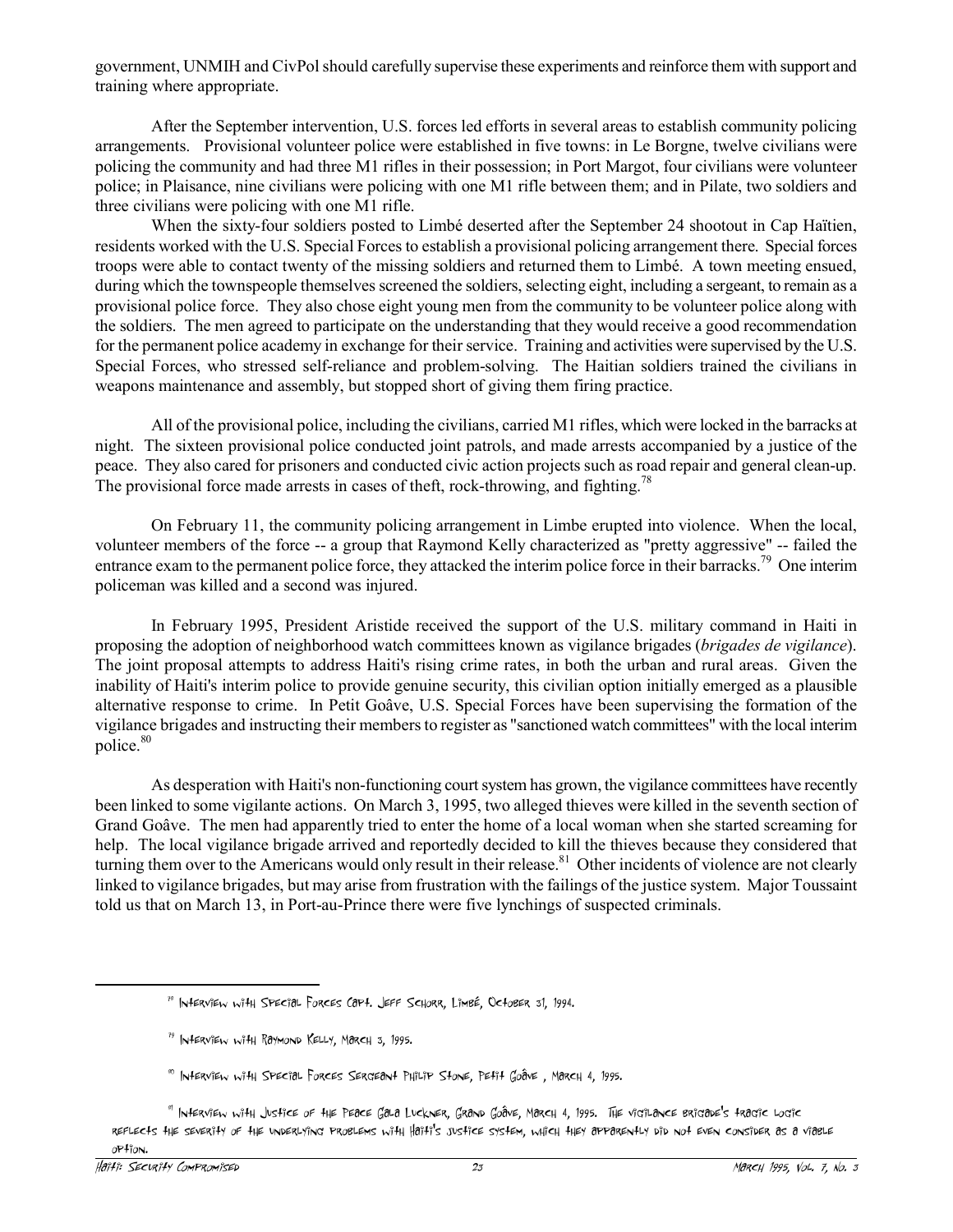government, UNMIH and CivPol should carefully supervise these experiments and reinforce them with support and training where appropriate.

After the September intervention, U.S. forces led efforts in several areas to establish community policing arrangements. Provisional volunteer police were established in five towns: in Le Borgne, twelve civilians were policing the community and had three M1 rifles in their possession; in Port Margot, four civilians were volunteer police; in Plaisance, nine civilians were policing with one M1 rifle between them; and in Pilate, two soldiers and three civilians were policing with one M1 rifle.

When the sixty-four soldiers posted to Limbé deserted after the September 24 shootout in Cap Haïtien, residents worked with the U.S. Special Forces to establish a provisional policing arrangement there. Special forces troops were able to contact twenty of the missing soldiers and returned them to Limbé. A town meeting ensued, during which the townspeople themselves screened the soldiers, selecting eight, including a sergeant, to remain as a provisional police force. They also chose eight young men from the community to be volunteer police along with the soldiers. The men agreed to participate on the understanding that they would receive a good recommendation for the permanent police academy in exchange for their service. Training and activities were supervised by the U.S. Special Forces, who stressed self-reliance and problem-solving. The Haitian soldiers trained the civilians in weapons maintenance and assembly, but stopped short of giving them firing practice.

All of the provisional police, including the civilians, carried M1 rifles, which were locked in the barracks at night. The sixteen provisional police conducted joint patrols, and made arrests accompanied by a justice of the peace. They also cared for prisoners and conducted civic action projects such as road repair and general clean-up. The provisional force made arrests in cases of theft, rock-throwing, and fighting.[78]

On February 11, the community policing arrangement in Limbe erupted into violence. When the local, volunteer members of the force -- a group that Raymond Kelly characterized as "pretty aggressive" -- failed the entrance exam to the permanent police force, they attacked the interim police force in their barracks.[79] One interim policeman was killed and a second was injured.

In February 1995, President Aristide received the support of the U.S. military command in Haiti in proposing the adoption of neighborhood watch committees known as vigilance brigades (*brigades de vigilance*). The joint proposal attempts to address Haiti's rising crime rates, in both the urban and rural areas. Given the inability of Haiti's interim police to provide genuine security, this civilian option initially emerged as a plausible alternative response to crime. In Petit Goâve, U.S. Special Forces have been supervising the formation of the vigilance brigades and instructing their members to register as "sanctioned watch committees" with the local interim police.[80]

As desperation with Haiti's non-functioning court system has grown, the vigilance committees have recently been linked to some vigilante actions. On March 3, 1995, two alleged thieves were killed in the seventh section of Grand Goâve. The men had apparently tried to enter the home of a local woman when she started screaming for help. The local vigilance brigade arrived and reportedly decided to kill the thieves because they considered that turning them over to the Americans would only result in their release.[81] Other incidents of violence are not clearly linked to vigilance brigades, but may arise from frustration with the failings of the justice system. Major Toussaint told us that on March 13, in Port-au-Prince there were five lynchings of suspected criminals.

---

[78] Interview with Special Forces Capt. Jeff Schorr, Limbé, October 31, 1994.

[79] Interview with Raymond Kelly, March 3, 1995.

[80] Interview with Special Forces Sergeant Philip Stone, Petit Goâve , March 4, 1995.

[81] Interview with Justice of the Peace Gala Luckner, Grand Goâve, March 4, 1995. The vigilance brigade's tragic logic reflects the severity of the underlying problems with Haiti's justice system, which they apparently did not even consider as a viable option.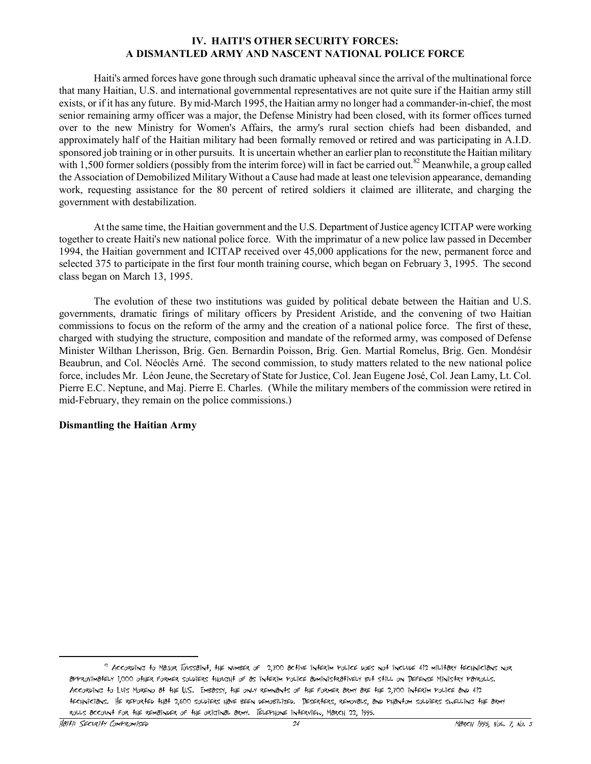## IV. HAITI'S OTHER SECURITY FORCES: A DISMANTLED ARMY AND NASCENT NATIONAL POLICE FORCE

Haiti's armed forces have gone through such dramatic upheaval since the arrival of the multinational force that many Haitian, U.S. and international governmental representatives are not quite sure if the Haitian army still exists, or if it has any future. By mid-March 1995, the Haitian army no longer had a commander-in-chief, the most senior remaining army officer was a major, the Defense Ministry had been closed, with its former offices turned over to the new Ministry for Women's Affairs, the army's rural section chiefs had been disbanded, and approximately half of the Haitian military had been formally removed or retired and was participating in A.I.D. sponsored job training or in other pursuits. It is uncertain whether an earlier plan to reconstitute the Haitian military with 1,500 former soldiers (possibly from the interim force) will in fact be carried out.[82] Meanwhile, a group called the Association of Demobilized Military Without a Cause had made at least one television appearance, demanding work, requesting assistance for the 80 percent of retired soldiers it claimed are illiterate, and charging the government with destabilization.

At the same time, the Haitian government and the U.S. Department of Justice agency ICITAP were working together to create Haiti's new national police force. With the imprimatur of a new police law passed in December 1994, the Haitian government and ICITAP received over 45,000 applications for the new, permanent force and selected 375 to participate in the first four month training course, which began on February 3, 1995. The second class began on March 13, 1995.

The evolution of these two institutions was guided by political debate between the Haitian and U.S. governments, dramatic firings of military officers by President Aristide, and the convening of two Haitian commissions to focus on the reform of the army and the creation of a national police force. The first of these, charged with studying the structure, composition and mandate of the reformed army, was composed of Defense Minister Wilthan Lherisson, Brig. Gen. Bernardin Poisson, Brig. Gen. Martial Romelus, Brig. Gen. Mondésir Beaubrun, and Col. Néoclès Arné. The second commission, to study matters related to the new national police force, includes Mr. Léon Jeune, the Secretary of State for Justice, Col. Jean Eugene José, Col. Jean Lamy, Lt. Col. Pierre E.C. Neptune, and Maj. Pierre E. Charles. (While the military members of the commission were retired in mid-February, they remain on the police commissions.)

### Dismantling the Haitian Army

---

[82] According to Major Toussaint, the number of 2,700 active interim police does not include 412 military technicians nor approximately 1,000 other former soldiers thought of as interim police administratively but still on Defense Ministry payrolls. According to Luis Moreno at the U.S. Embassy, the only remnants of the former army are the 2,700 interim police and 412 technicians. He reported that 2,600 soldiers have been demobilized. Deserters, removals, and phantom soldiers swelling the army rolls account for the remainder of the original army. Telephone interview, March 22, 1995.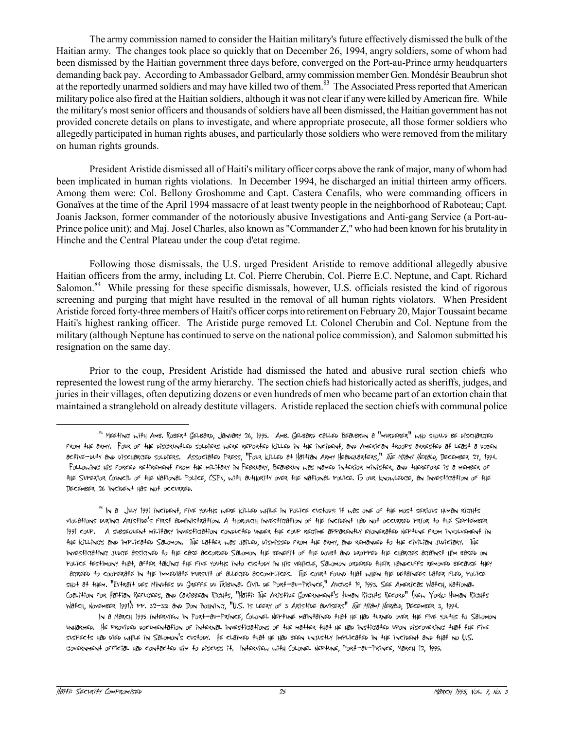The army commission named to consider the Haitian military's future effectively dismissed the bulk of the Haitian army. The changes took place so quickly that on December 26, 1994, angry soldiers, some of whom had been dismissed by the Haitian government three days before, converged on the Port-au-Prince army headquarters demanding back pay. According to Ambassador Gelbard, army commission member Gen. Mondésir Beaubrun shot at the reportedly unarmed soldiers and may have killed two of them.[83] The Associated Press reported that American military police also fired at the Haitian soldiers, although it was not clear if any were killed by American fire. While the military's most senior officers and thousands of soldiers have all been dismissed, the Haitian government has not provided concrete details on plans to investigate, and where appropriate prosecute, all those former soldiers who allegedly participated in human rights abuses, and particularly those soldiers who were removed from the military on human rights grounds.

President Aristide dismissed all of Haiti's military officer corps above the rank of major, many of whom had been implicated in human rights violations. In December 1994, he discharged an initial thirteen army officers. Among them were: Col. Bellony Groshomme and Capt. Castera Cenafils, who were commanding officers in Gonaïves at the time of the April 1994 massacre of at least twenty people in the neighborhood of Raboteau; Capt. Joanis Jackson, former commander of the notoriously abusive Investigations and Anti-gang Service (a Port-au-Prince police unit); and Maj. Josel Charles, also known as "Commander Z," who had been known for his brutality in Hinche and the Central Plateau under the coup d'etat regime.

Following those dismissals, the U.S. urged President Aristide to remove additional allegedly abusive Haitian officers from the army, including Lt. Col. Pierre Cherubin, Col. Pierre E.C. Neptune, and Capt. Richard Salomon.[84] While pressing for these specific dismissals, however, U.S. officials resisted the kind of rigorous screening and purging that might have resulted in the removal of all human rights violators. When President Aristide forced forty-three members of Haiti's officer corps into retirement on February 20, Major Toussaint became Haiti's highest ranking officer. The Aristide purge removed Lt. Colonel Cherubin and Col. Neptune from the military (although Neptune has continued to serve on the national police commission), and Salomon submitted his resignation on the same day.

Prior to the coup, President Aristide had dismissed the hated and abusive rural section chiefs who represented the lowest rung of the army hierarchy. The section chiefs had historically acted as sheriffs, judges, and juries in their villages, often deputizing dozens or even hundreds of men who became part of an extortion chain that maintained a stranglehold on already destitute villagers. Aristide replaced the section chiefs with communal police

---

[83] Meeting with Amb. Robert Gelbard, January 26, 1995. Amb. Gelbard called Beaubrun a "murderer" who should be discharged from the army. Four of the disgruntled soldiers were reported killed in the incident, and American troops arrested at least a dozen active-duty and discharged soldiers. Associated Press, "Four Killed at Haitian Army Headquarters," *The Miami Herald*, December 27, 1994. Following his forced retirement from the military in February, Beaubrun was named interior minister, and therefore is a member of the Superior Council of the National Police, CSPN, with authority over the national police. To our knowledge, an investigation of the December 26 incident has not occurred.

[84] In a July 1991 incident, five youths were killed while in police custody; it was one of the most serious human rights violations during Aristide's first administration. A thorough investigation of the incident had not occurred prior to the September 1991 coup. A subsequent military investigation conducted under the coup regime apparently exonerated Neptune from involvement in the killings and implicated Salomon. The latter was jailed, dismissed from the army, and remanded to the civilian judiciary. The investigating judge assigned to the case accorded Salomon the benefit of the doubt and dropped the charges against him based on police testimony that, after taking the five youths into custody in his vehicle, Salomon ordered their handcuffs removed because they agreed to cooperate in the immediate pursuit of alleged accomplices. The court found that when the detainees later fled, police shot at them. "Extrait des Minutes du Greffe du Tribunal Civil de Port-au-Prince," August 19, 1993. See Americas Watch, National Coalition for Haitian Refugees, and Caribbean Rights, "Haiti: The Aristide Government's Human Rights Record" (New York: Human Rights Watch, November 1991); pp. 32-33; and Don Bohning, "U.S. is leery of 3 Aristide advisers" *The Miami Herald*, December 3, 1994.

In a March 1995 interview in Port-au-Prince, Colonel Neptune maintained that he had turned over the five youths to Salomon unharmed. He provided documentation of internal investigations of the matter that he had instigated upon discovering that the five suspects had died while in Salomon's custody. He claimed that he had been unjustly implicated in the incident and that no U.S. government official had contacted him to discuss it. Interview with Colonel Neptune, Port-au-Prince, March 12, 1995.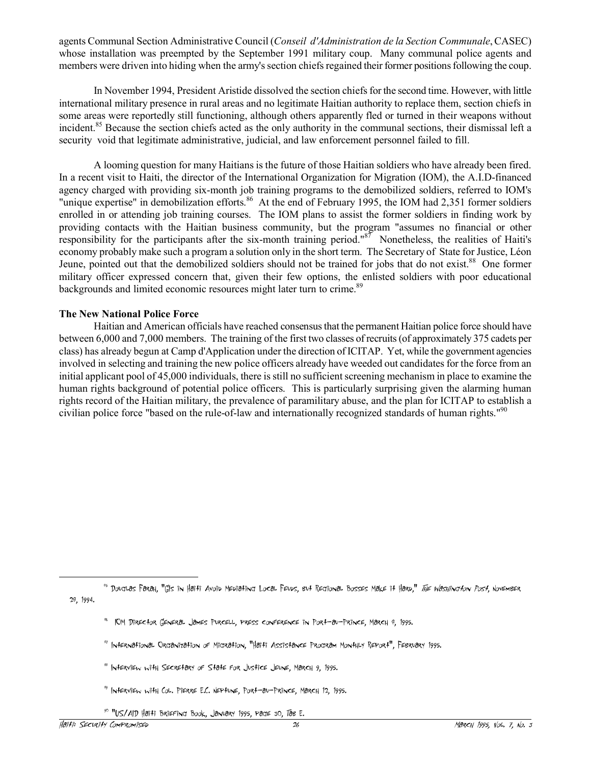agents Communal Section Administrative Council (*Conseil d'Administration de la Section Communale*, CASEC) whose installation was preempted by the September 1991 military coup. Many communal police agents and members were driven into hiding when the army's section chiefs regained their former positions following the coup.

In November 1994, President Aristide dissolved the section chiefs for the second time. However, with little international military presence in rural areas and no legitimate Haitian authority to replace them, section chiefs in some areas were reportedly still functioning, although others apparently fled or turned in their weapons without incident.[85] Because the section chiefs acted as the only authority in the communal sections, their dismissal left a security void that legitimate administrative, judicial, and law enforcement personnel failed to fill.

A looming question for many Haitians is the future of those Haitian soldiers who have already been fired. In a recent visit to Haiti, the director of the International Organization for Migration (IOM), the A.I.D-financed agency charged with providing six-month job training programs to the demobilized soldiers, referred to IOM's "unique expertise" in demobilization efforts.[86] At the end of February 1995, the IOM had 2,351 former soldiers enrolled in or attending job training courses. The IOM plans to assist the former soldiers in finding work by providing contacts with the Haitian business community, but the program "assumes no financial or other responsibility for the participants after the six-month training period."[87] Nonetheless, the realities of Haiti's economy probably make such a program a solution only in the short term. The Secretary of State for Justice, Léon Jeune, pointed out that the demobilized soldiers should not be trained for jobs that do not exist.[88] One former military officer expressed concern that, given their few options, the enlisted soldiers with poor educational backgrounds and limited economic resources might later turn to crime.[89]

**The New National Police Force**

Haitian and American officials have reached consensus that the permanent Haitian police force should have between 6,000 and 7,000 members. The training of the first two classes of recruits (of approximately 375 cadets per class) has already begun at Camp d'Application under the direction of ICITAP. Yet, while the government agencies involved in selecting and training the new police officers already have weeded out candidates for the force from an initial applicant pool of 45,000 individuals, there is still no sufficient screening mechanism in place to examine the human rights background of potential police officers. This is particularly surprising given the alarming human rights record of the Haitian military, the prevalence of paramilitary abuse, and the plan for ICITAP to establish a civilian police force "based on the rule-of-law and internationally recognized standards of human rights."[90]

---

[85] Douglas Farah, "GIs in Haiti Avoid Mediating Local Feuds, but Regional Bosses Make it Hard," *The Washington Post*, November 29, 1994.

[86] IOM Director General James Purcell, press conference in Port-au-Prince, March 9, 1995.

[87] International Organization of Migration, "Haiti Assistance Program Monthly Report", February 1995.

[88] Interview with Secretary of State for Justice Jeune, March 9, 1995.

[89] Interview with Col. Pierre E.C. Neptune, Port-au-Prince, March 12, 1995.

[90] "US/AID Haiti Briefing Book, January 1995, page 30, Tab E.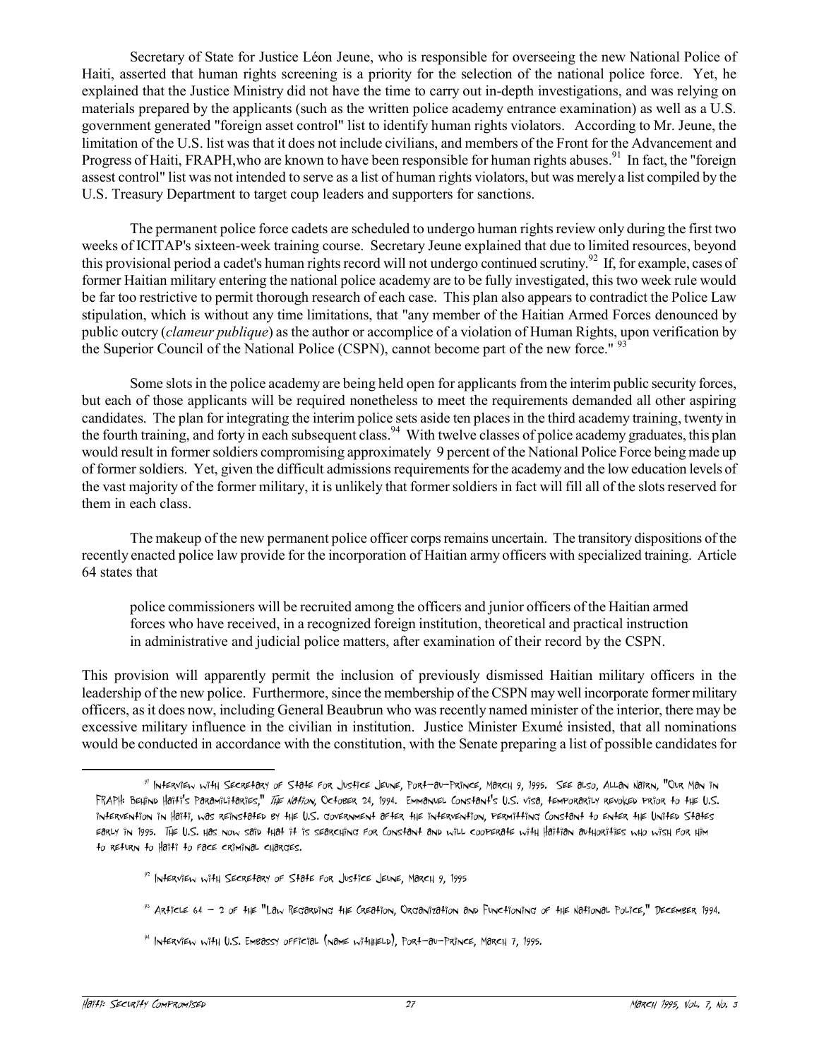Secretary of State for Justice Léon Jeune, who is responsible for overseeing the new National Police of Haiti, asserted that human rights screening is a priority for the selection of the national police force. Yet, he explained that the Justice Ministry did not have the time to carry out in-depth investigations, and was relying on materials prepared by the applicants (such as the written police academy entrance examination) as well as a U.S. government generated "foreign asset control" list to identify human rights violators. According to Mr. Jeune, the limitation of the U.S. list was that it does not include civilians, and members of the Front for the Advancement and Progress of Haiti, FRAPH,who are known to have been responsible for human rights abuses.[91] In fact, the "foreign assest control" list was not intended to serve as a list of human rights violators, but was merely a list compiled by the U.S. Treasury Department to target coup leaders and supporters for sanctions.

The permanent police force cadets are scheduled to undergo human rights review only during the first two weeks of ICITAP's sixteen-week training course. Secretary Jeune explained that due to limited resources, beyond this provisional period a cadet's human rights record will not undergo continued scrutiny.[92] If, for example, cases of former Haitian military entering the national police academy are to be fully investigated, this two week rule would be far too restrictive to permit thorough research of each case. This plan also appears to contradict the Police Law stipulation, which is without any time limitations, that "any member of the Haitian Armed Forces denounced by public outcry (*clameur publique*) as the author or accomplice of a violation of Human Rights, upon verification by the Superior Council of the National Police (CSPN), cannot become part of the new force." [93]

Some slots in the police academy are being held open for applicants from the interim public security forces, but each of those applicants will be required nonetheless to meet the requirements demanded all other aspiring candidates. The plan for integrating the interim police sets aside ten places in the third academy training, twenty in the fourth training, and forty in each subsequent class.[94] With twelve classes of police academy graduates, this plan would result in former soldiers compromising approximately 9 percent of the National Police Force being made up of former soldiers. Yet, given the difficult admissions requirements for the academy and the low education levels of the vast majority of the former military, it is unlikely that former soldiers in fact will fill all of the slots reserved for them in each class.

The makeup of the new permanent police officer corps remains uncertain. The transitory dispositions of the recently enacted police law provide for the incorporation of Haitian army officers with specialized training. Article 64 states that

> police commissioners will be recruited among the officers and junior officers of the Haitian armed forces who have received, in a recognized foreign institution, theoretical and practical instruction in administrative and judicial police matters, after examination of their record by the CSPN.

This provision will apparently permit the inclusion of previously dismissed Haitian military officers in the leadership of the new police. Furthermore, since the membership of the CSPN may well incorporate former military officers, as it does now, including General Beaubrun who was recently named minister of the interior, there may be excessive military influence in the civilian in institution. Justice Minister Exumé insisted, that all nominations would be conducted in accordance with the constitution, with the Senate preparing a list of possible candidates for

---

[91] Interview with Secretary of State for Justice Jeune, Port-au-Prince, March 9, 1995. See also, Allan Nairn, "Our Man in FRAPH: Behind Haiti's Paramilitaries," *The Nation*, October 24, 1994. Emmanuel Constant's U.S. visa, temporarily revoked prior to the U.S. intervention in Haiti, was reinstated by the U.S. government after the intervention, permitting Constant to enter the United States early in 1995. The U.S. has now said that it is searching for Constant and will cooperate with Haitian authorities who wish for him to return to Haiti to face criminal charges.

[92] Interview with Secretary of State for Justice Jeune, March 9, 1995

[93] Article 64 - 2 of the "Law Regarding the Creation, Organization and Functioning of the National Police," December 1994.

[94] Interview with U.S. Embassy official (name withheld), Port-au-Prince, March 7, 1995.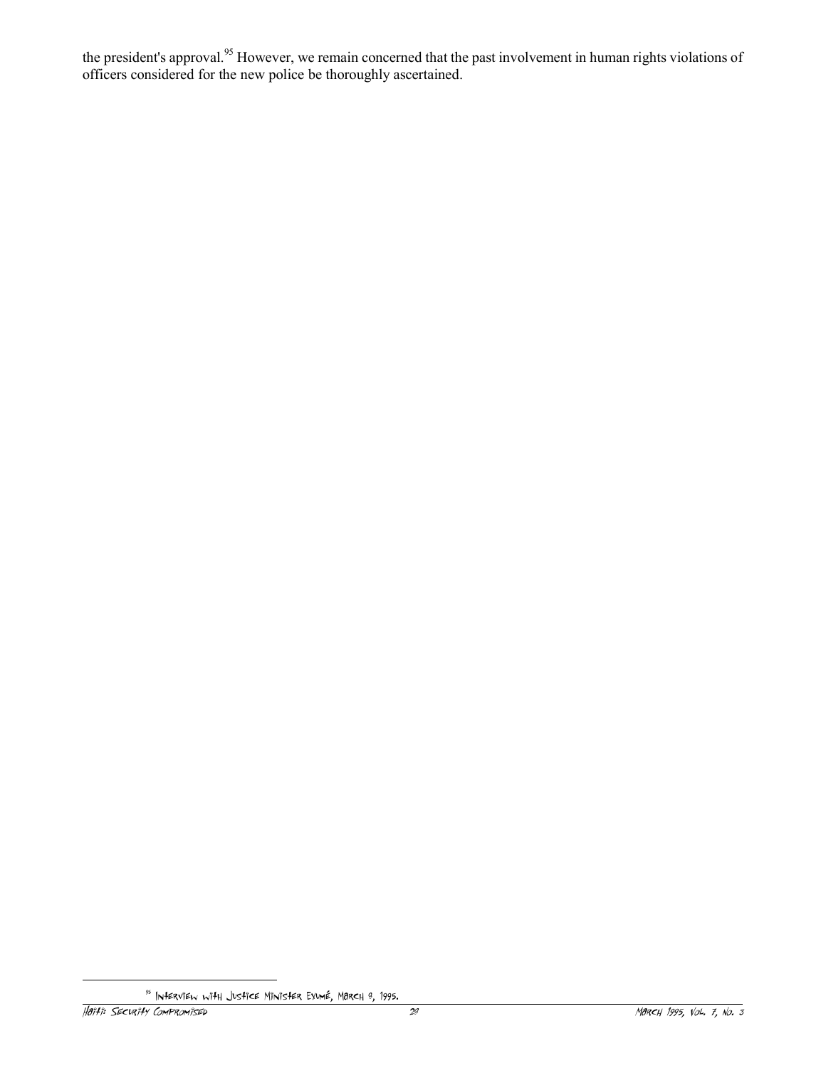the president's approval.[95] However, we remain concerned that the past involvement in human rights violations of officers considered for the new police be thoroughly ascertained.

[95] Interview with Justice Minister Exumé, March 9, 1995.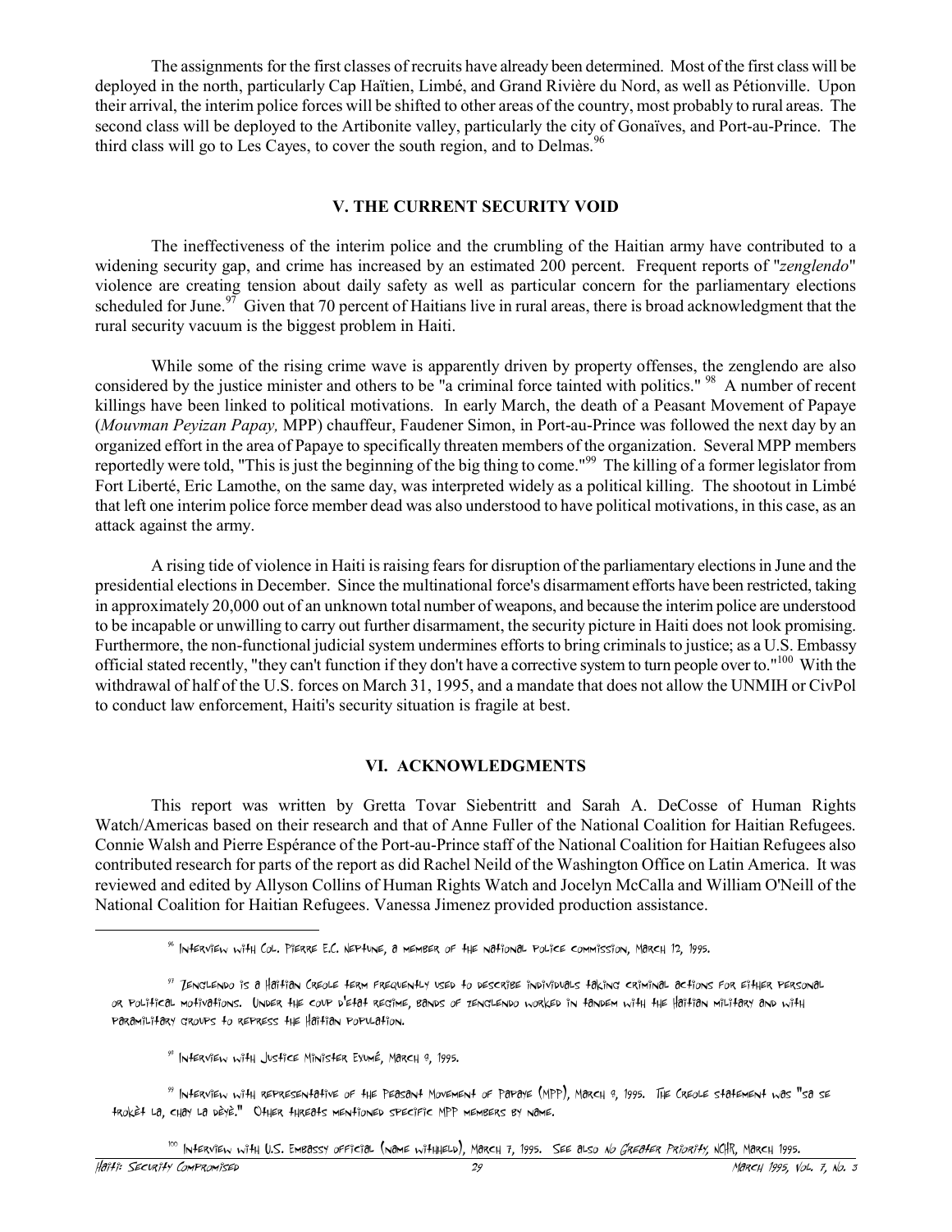The assignments for the first classes of recruits have already been determined. Most of the first class will be deployed in the north, particularly Cap Haïtien, Limbé, and Grand Rivière du Nord, as well as Pétionville. Upon their arrival, the interim police forces will be shifted to other areas of the country, most probably to rural areas. The second class will be deployed to the Artibonite valley, particularly the city of Gonaïves, and Port-au-Prince. The third class will go to Les Cayes, to cover the south region, and to Delmas.[96]

## V. THE CURRENT SECURITY VOID

The ineffectiveness of the interim police and the crumbling of the Haitian army have contributed to a widening security gap, and crime has increased by an estimated 200 percent. Frequent reports of "*zenglendo*" violence are creating tension about daily safety as well as particular concern for the parliamentary elections scheduled for June.[97] Given that 70 percent of Haitians live in rural areas, there is broad acknowledgment that the rural security vacuum is the biggest problem in Haiti.

While some of the rising crime wave is apparently driven by property offenses, the zenglendo are also considered by the justice minister and others to be "a criminal force tainted with politics." [98] A number of recent killings have been linked to political motivations. In early March, the death of a Peasant Movement of Papaye (*Mouvman Peyizan Papay,* MPP) chauffeur, Faudener Simon, in Port-au-Prince was followed the next day by an organized effort in the area of Papaye to specifically threaten members of the organization. Several MPP members reportedly were told, "This is just the beginning of the big thing to come."[99] The killing of a former legislator from Fort Liberté, Eric Lamothe, on the same day, was interpreted widely as a political killing. The shootout in Limbé that left one interim police force member dead was also understood to have political motivations, in this case, as an attack against the army.

A rising tide of violence in Haiti is raising fears for disruption of the parliamentary elections in June and the presidential elections in December. Since the multinational force's disarmament efforts have been restricted, taking in approximately 20,000 out of an unknown total number of weapons, and because the interim police are understood to be incapable or unwilling to carry out further disarmament, the security picture in Haiti does not look promising. Furthermore, the non-functional judicial system undermines efforts to bring criminals to justice; as a U.S. Embassy official stated recently, "they can't function if they don't have a corrective system to turn people over to."[100] With the withdrawal of half of the U.S. forces on March 31, 1995, and a mandate that does not allow the UNMIH or CivPol to conduct law enforcement, Haiti's security situation is fragile at best.

## VI. ACKNOWLEDGMENTS

This report was written by Gretta Tovar Siebentritt and Sarah A. DeCosse of Human Rights Watch/Americas based on their research and that of Anne Fuller of the National Coalition for Haitian Refugees. Connie Walsh and Pierre Espérance of the Port-au-Prince staff of the National Coalition for Haitian Refugees also contributed research for parts of the report as did Rachel Neild of the Washington Office on Latin America. It was reviewed and edited by Allyson Collins of Human Rights Watch and Jocelyn McCalla and William O'Neill of the National Coalition for Haitian Refugees. Vanessa Jimenez provided production assistance.

---

[96] Interview with Col. Pierre E.C. Neptune, a member of the National Police Commission, March 12, 1995.

[97] Zenglendo is a Haitian Creole term frequently used to describe individuals taking criminal actions for either personal or political motivations. Under the coup d'etat regime, bands of zenglendo worked in tandem with the Haitian military and with paramilitary groups to repress the Haitian population.

[98] Interview with Justice Minister Exumé, March 9, 1995.

[99] Interview with representative of the Peasant Movement of Papaye (MPP), March 9, 1995. The Creole statement was "sa se trokèt la, chay la dèyè." Other threats mentioned specific MPP members by name.

[100] Interview with U.S. Embassy official (name withheld), March 7, 1995. See also *No Greater Priority,* NCHR, March 1995.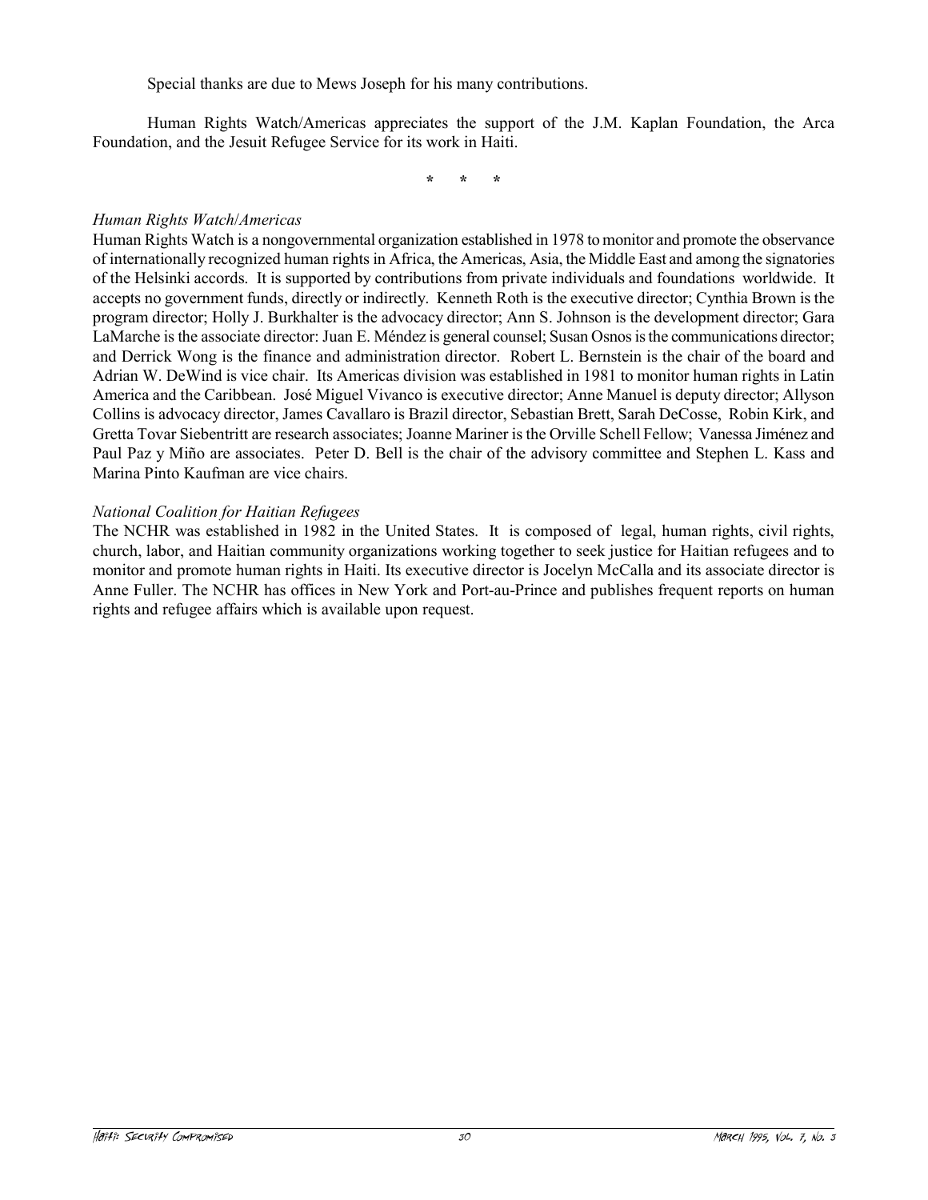Special thanks are due to Mews Joseph for his many contributions.

Human Rights Watch/Americas appreciates the support of the J.M. Kaplan Foundation, the Arca Foundation, and the Jesuit Refugee Service for its work in Haiti.

\*   \*   \*

*Human Rights Watch/Americas*

Human Rights Watch is a nongovernmental organization established in 1978 to monitor and promote the observance of internationally recognized human rights in Africa, the Americas, Asia, the Middle East and among the signatories of the Helsinki accords. It is supported by contributions from private individuals and foundations worldwide. It accepts no government funds, directly or indirectly. Kenneth Roth is the executive director; Cynthia Brown is the program director; Holly J. Burkhalter is the advocacy director; Ann S. Johnson is the development director; Gara LaMarche is the associate director: Juan E. Méndez is general counsel; Susan Osnos is the communications director; and Derrick Wong is the finance and administration director. Robert L. Bernstein is the chair of the board and Adrian W. DeWind is vice chair. Its Americas division was established in 1981 to monitor human rights in Latin America and the Caribbean. José Miguel Vivanco is executive director; Anne Manuel is deputy director; Allyson Collins is advocacy director, James Cavallaro is Brazil director, Sebastian Brett, Sarah DeCosse, Robin Kirk, and Gretta Tovar Siebentritt are research associates; Joanne Mariner is the Orville Schell Fellow; Vanessa Jiménez and Paul Paz y Miño are associates. Peter D. Bell is the chair of the advisory committee and Stephen L. Kass and Marina Pinto Kaufman are vice chairs.

*National Coalition for Haitian Refugees*

The NCHR was established in 1982 in the United States. It is composed of legal, human rights, civil rights, church, labor, and Haitian community organizations working together to seek justice for Haitian refugees and to monitor and promote human rights in Haiti. Its executive director is Jocelyn McCalla and its associate director is Anne Fuller. The NCHR has offices in New York and Port-au-Prince and publishes frequent reports on human rights and refugee affairs which is available upon request.